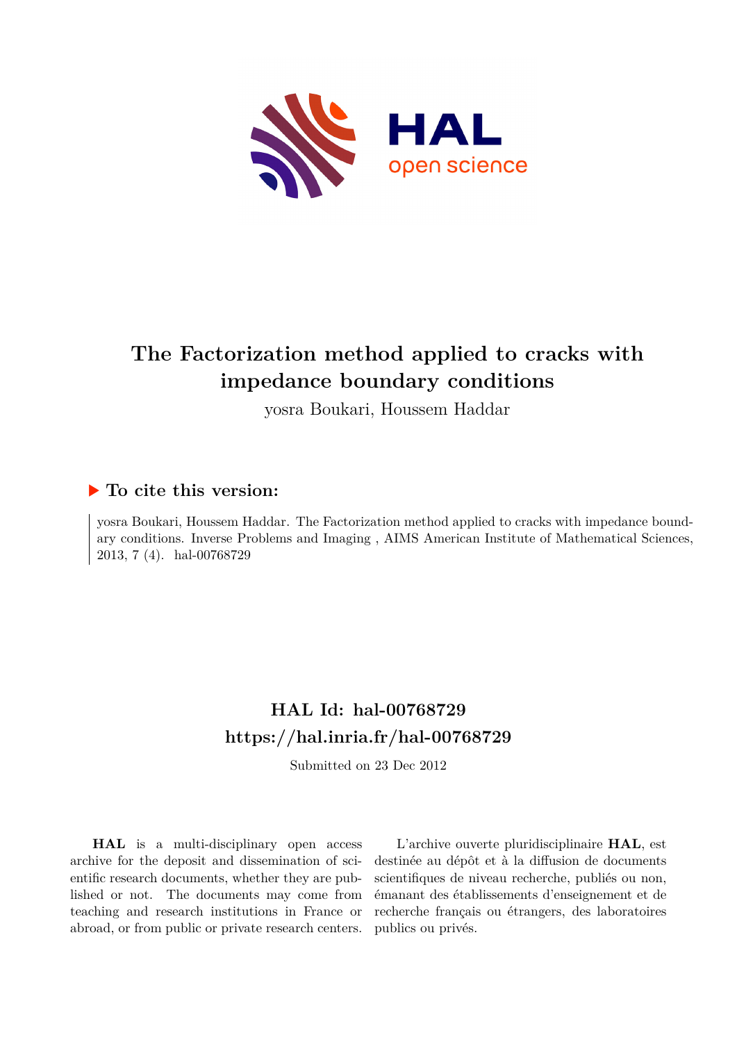# The Factorization method applied to cracks with impedance boundary conditions

yosra Boukari, Houssem Haddar

## ▶ To cite this version:

yosra Boukari, Houssem Haddar. The Factorization method applied to cracks with impedance boundary conditions. Inverse Problems and Imaging , AIMS American Institute of Mathematical Sciences, 2013, 7 (4). hal-00768729

## HAL Id: hal-00768729
## https://hal.inria.fr/hal-00768729

Submitted on 23 Dec 2012

**HAL** is a multi-disciplinary open access archive for the deposit and dissemination of scientific research documents, whether they are published or not. The documents may come from teaching and research institutions in France or abroad, or from public or private research centers.

L'archive ouverte pluridisciplinaire **HAL**, est destinée au dépôt et à la diffusion de documents scientifiques de niveau recherche, publiés ou non, émanant des établissements d'enseignement et de recherche français ou étrangers, des laboratoires publics ou privés.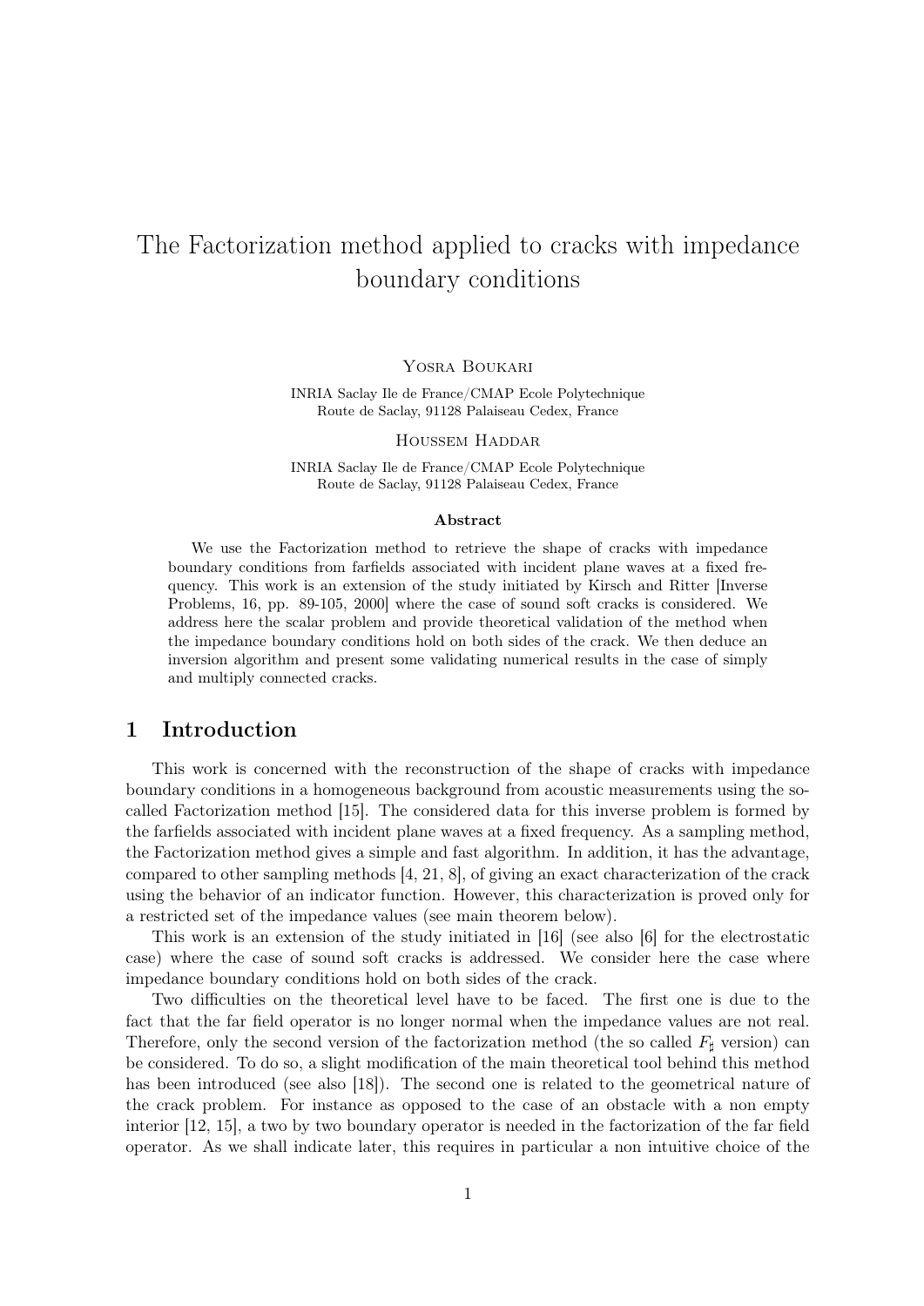# The Factorization method applied to cracks with impedance boundary conditions

Yosra Boukari

INRIA Saclay Ile de France/CMAP Ecole Polytechnique
Route de Saclay, 91128 Palaiseau Cedex, France

Houssem Haddar

INRIA Saclay Ile de France/CMAP Ecole Polytechnique
Route de Saclay, 91128 Palaiseau Cedex, France

**Abstract**

We use the Factorization method to retrieve the shape of cracks with impedance boundary conditions from farfields associated with incident plane waves at a fixed frequency. This work is an extension of the study initiated by Kirsch and Ritter [Inverse Problems, 16, pp. 89-105, 2000] where the case of sound soft cracks is considered. We address here the scalar problem and provide theoretical validation of the method when the impedance boundary conditions hold on both sides of the crack. We then deduce an inversion algorithm and present some validating numerical results in the case of simply and multiply connected cracks.

## 1 Introduction

This work is concerned with the reconstruction of the shape of cracks with impedance boundary conditions in a homogeneous background from acoustic measurements using the so-called Factorization method [15]. The considered data for this inverse problem is formed by the farfields associated with incident plane waves at a fixed frequency. As a sampling method, the Factorization method gives a simple and fast algorithm. In addition, it has the advantage, compared to other sampling methods [4, 21, 8], of giving an exact characterization of the crack using the behavior of an indicator function. However, this characterization is proved only for a restricted set of the impedance values (see main theorem below).

This work is an extension of the study initiated in [16] (see also [6] for the electrostatic case) where the case of sound soft cracks is addressed. We consider here the case where impedance boundary conditions hold on both sides of the crack.

Two difficulties on the theoretical level have to be faced. The first one is due to the fact that the far field operator is no longer normal when the impedance values are not real. Therefore, only the second version of the factorization method (the so called $F_\sharp$ version) can be considered. To do so, a slight modification of the main theoretical tool behind this method has been introduced (see also [18]). The second one is related to the geometrical nature of the crack problem. For instance as opposed to the case of an obstacle with a non empty interior [12, 15], a two by two boundary operator is needed in the factorization of the far field operator. As we shall indicate later, this requires in particular a non intuitive choice of the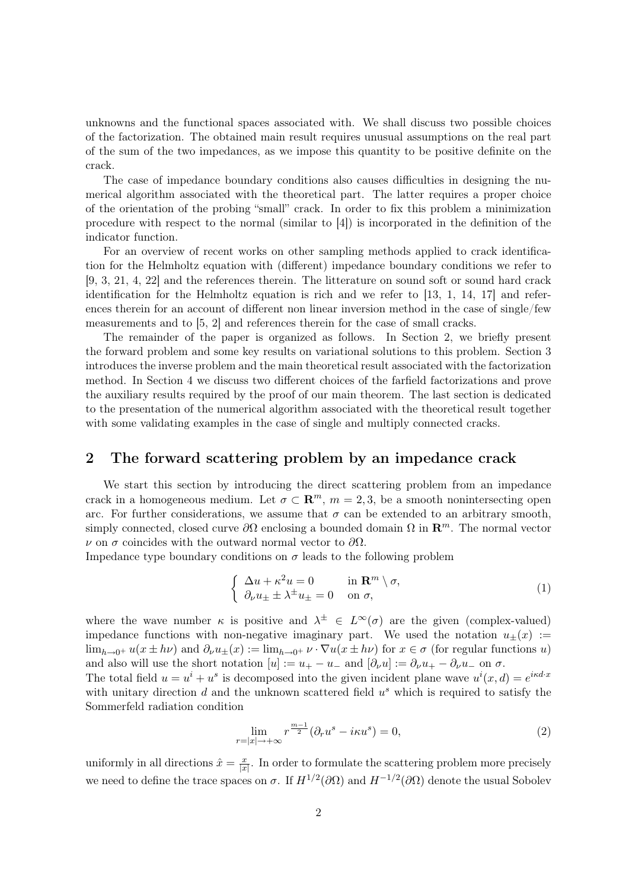unknowns and the functional spaces associated with. We shall discuss two possible choices of the factorization. The obtained main result requires unusual assumptions on the real part of the sum of the two impedances, as we impose this quantity to be positive definite on the crack.

The case of impedance boundary conditions also causes difficulties in designing the numerical algorithm associated with the theoretical part. The latter requires a proper choice of the orientation of the probing "small" crack. In order to fix this problem a minimization procedure with respect to the normal (similar to [4]) is incorporated in the definition of the indicator function.

For an overview of recent works on other sampling methods applied to crack identification for the Helmholtz equation with (different) impedance boundary conditions we refer to [9, 3, 21, 4, 22] and the references therein. The litterature on sound soft or sound hard crack identification for the Helmholtz equation is rich and we refer to [13, 1, 14, 17] and references therein for an account of different non linear inversion method in the case of single/few measurements and to [5, 2] and references therein for the case of small cracks.

The remainder of the paper is organized as follows. In Section 2, we briefly present the forward problem and some key results on variational solutions to this problem. Section 3 introduces the inverse problem and the main theoretical result associated with the factorization method. In Section 4 we discuss two different choices of the farfield factorizations and prove the auxiliary results required by the proof of our main theorem. The last section is dedicated to the presentation of the numerical algorithm associated with the theoretical result together with some validating examples in the case of single and multiply connected cracks.

## 2 The forward scattering problem by an impedance crack

We start this section by introducing the direct scattering problem from an impedance crack in a homogeneous medium. Let $\sigma \subset \mathbf{R}^m$, $m = 2, 3$, be a smooth nonintersecting open arc. For further considerations, we assume that $\sigma$ can be extended to an arbitrary smooth, simply connected, closed curve $\partial\Omega$ enclosing a bounded domain $\Omega$ in $\mathbf{R}^m$. The normal vector $\nu$ on $\sigma$ coincides with the outward normal vector to $\partial\Omega$.
Impedance type boundary conditions on $\sigma$ leads to the following problem

$$\begin{cases} \Delta u + \kappa^2 u = 0 & \text{in } \mathbf{R}^m \setminus \sigma, \\ \partial_\nu u_\pm \pm \lambda^\pm u_\pm = 0 & \text{on } \sigma, \end{cases} \tag{1}$$

where the wave number $\kappa$ is positive and $\lambda^\pm \in L^\infty(\sigma)$ are the given (complex-valued) impedance functions with non-negative imaginary part. We used the notation $u_\pm(x) := \lim_{h\to 0^+} u(x \pm h\nu)$ and $\partial_\nu u_\pm(x) := \lim_{h\to 0^+} \nu \cdot \nabla u(x \pm h\nu)$ for $x \in \sigma$ (for regular functions $u$) and also will use the short notation $[u] := u_+ - u_-$ and $[\partial_\nu u] := \partial_\nu u_+ - \partial_\nu u_-$ on $\sigma$.
The total field $u = u^i + u^s$ is decomposed into the given incident plane wave $u^i(x, d) = e^{i\kappa d\cdot x}$ with unitary direction $d$ and the unknown scattered field $u^s$ which is required to satisfy the Sommerfeld radiation condition

$$\lim_{r=|x|\to+\infty} r^{\frac{m-1}{2}} (\partial_r u^s - i\kappa u^s) = 0, \tag{2}$$

uniformly in all directions $\hat{x} = \frac{x}{|x|}$. In order to formulate the scattering problem more precisely we need to define the trace spaces on $\sigma$. If $H^{1/2}(\partial\Omega)$ and $H^{-1/2}(\partial\Omega)$ denote the usual Sobolev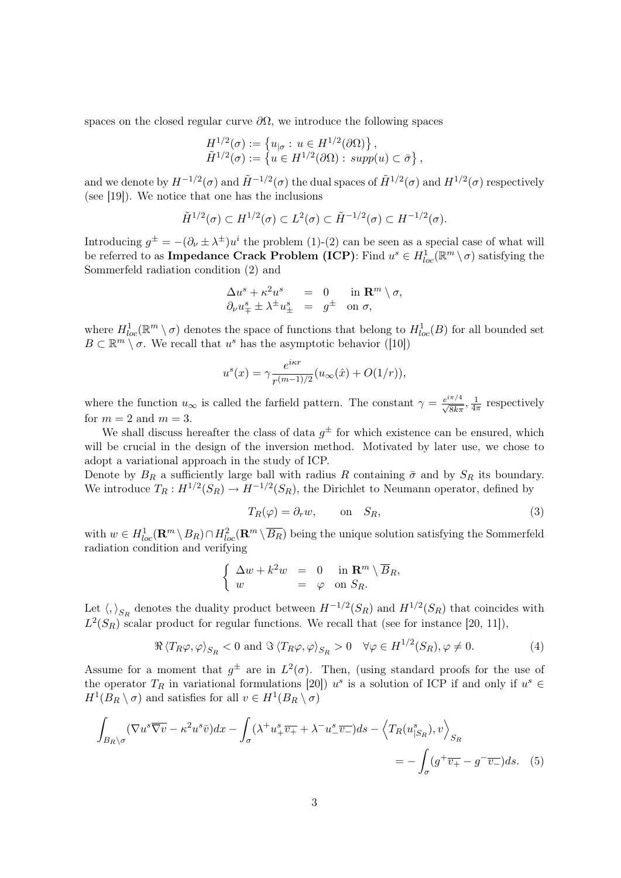spaces on the closed regular curve $\partial\Omega$, we introduce the following spaces

$$H^{1/2}(\sigma) := \left\{ u_{|\sigma} : \, u \in H^{1/2}(\partial\Omega) \right\},$$
$$\tilde{H}^{1/2}(\sigma) := \left\{ u \in H^{1/2}(\partial\Omega) : \, supp(u) \subset \bar{\sigma} \right\},$$

and we denote by $H^{-1/2}(\sigma)$ and $\tilde{H}^{-1/2}(\sigma)$ the dual spaces of $\tilde{H}^{1/2}(\sigma)$ and $H^{1/2}(\sigma)$ respectively (see [19]). We notice that one has the inclusions

$$\tilde{H}^{1/2}(\sigma) \subset H^{1/2}(\sigma) \subset L^2(\sigma) \subset \tilde{H}^{-1/2}(\sigma) \subset H^{-1/2}(\sigma).$$

Introducing $g^{\pm} = -(\partial_\nu \pm \lambda^{\pm})u^i$ the problem (1)-(2) can be seen as a special case of what will be referred to as **Impedance Crack Problem (ICP)**: Find $u^s \in H^1_{loc}(\mathbb{R}^m \setminus \sigma)$ satisfying the Sommerfeld radiation condition (2) and

$$\begin{array}{rcll} \Delta u^s + \kappa^2 u^s & = & 0 & \text{in } \mathbf{R}^m \setminus \sigma, \\ \partial_\nu u^s_{\mp} \pm \lambda^{\pm} u^s_{\pm} & = & g^{\pm} & \text{on } \sigma, \end{array}$$

where $H^1_{loc}(\mathbb{R}^m \setminus \sigma)$ denotes the space of functions that belong to $H^1_{loc}(B)$ for all bounded set $B \subset \mathbb{R}^m \setminus \sigma$. We recall that $u^s$ has the asymptotic behavior ([10])

$$u^s(x) = \gamma \frac{e^{i\kappa r}}{r^{(m-1)/2}}(u_\infty(\hat{x}) + O(1/r)),$$

where the function $u_\infty$ is called the farfield pattern. The constant $\gamma = \frac{e^{i\pi/4}}{\sqrt{8k\pi}}, \frac{1}{4\pi}$ respectively for $m = 2$ and $m = 3$.

We shall discuss hereafter the class of data $g^{\pm}$ for which existence can be ensured, which will be crucial in the design of the inversion method. Motivated by later use, we chose to adopt a variational approach in the study of ICP.
Denote by $B_R$ a sufficiently large ball with radius $R$ containing $\bar{\sigma}$ and by $S_R$ its boundary. We introduce $T_R : H^{1/2}(S_R) \to H^{-1/2}(S_R)$, the Dirichlet to Neumann operator, defined by

$$T_R(\varphi) = \partial_r w, \qquad \text{on} \quad S_R, \tag{3}$$

with $w \in H^1_{loc}(\mathbf{R}^m \setminus B_R) \cap H^2_{loc}(\mathbf{R}^m \setminus \overline{B_R})$ being the unique solution satisfying the Sommerfeld radiation condition and verifying

$$\left\{ \begin{array}{rcll} \Delta w + k^2 w & = & 0 & \text{in } \mathbf{R}^m \setminus \overline{B}_R, \\ w & = & \varphi & \text{on } S_R. \end{array} \right.$$

Let $\langle , \rangle_{S_R}$ denotes the duality product between $H^{-1/2}(S_R)$ and $H^{1/2}(S_R)$ that coincides with $L^2(S_R)$ scalar product for regular functions. We recall that (see for instance [20, 11]),

$$\Re \langle T_R\varphi, \varphi \rangle_{S_R} < 0 \text{ and } \Im \langle T_R\varphi, \varphi \rangle_{S_R} > 0 \quad \forall \varphi \in H^{1/2}(S_R), \varphi \neq 0. \tag{4}$$

Assume for a moment that $g^{\pm}$ are in $L^2(\sigma)$. Then, (using standard proofs for the use of the operator $T_R$ in variational formulations [20]) $u^s$ is a solution of ICP if and only if $u^s \in H^1(B_R \setminus \sigma)$ and satisfies for all $v \in H^1(B_R \setminus \sigma)$

$$\int_{B_R \setminus \sigma} (\nabla u^s \overline{\nabla v} - \kappa^2 u^s \bar{v}) dx - \int_\sigma (\lambda^+ u^s_+ \overline{v_+} + \lambda^- u^s_- \overline{v_-}) ds - \left\langle T_R(u^s_{|S_R}), v \right\rangle_{S_R} = - \int_\sigma (g^+ \overline{v_+} - g^- \overline{v_-}) ds. \tag{5}$$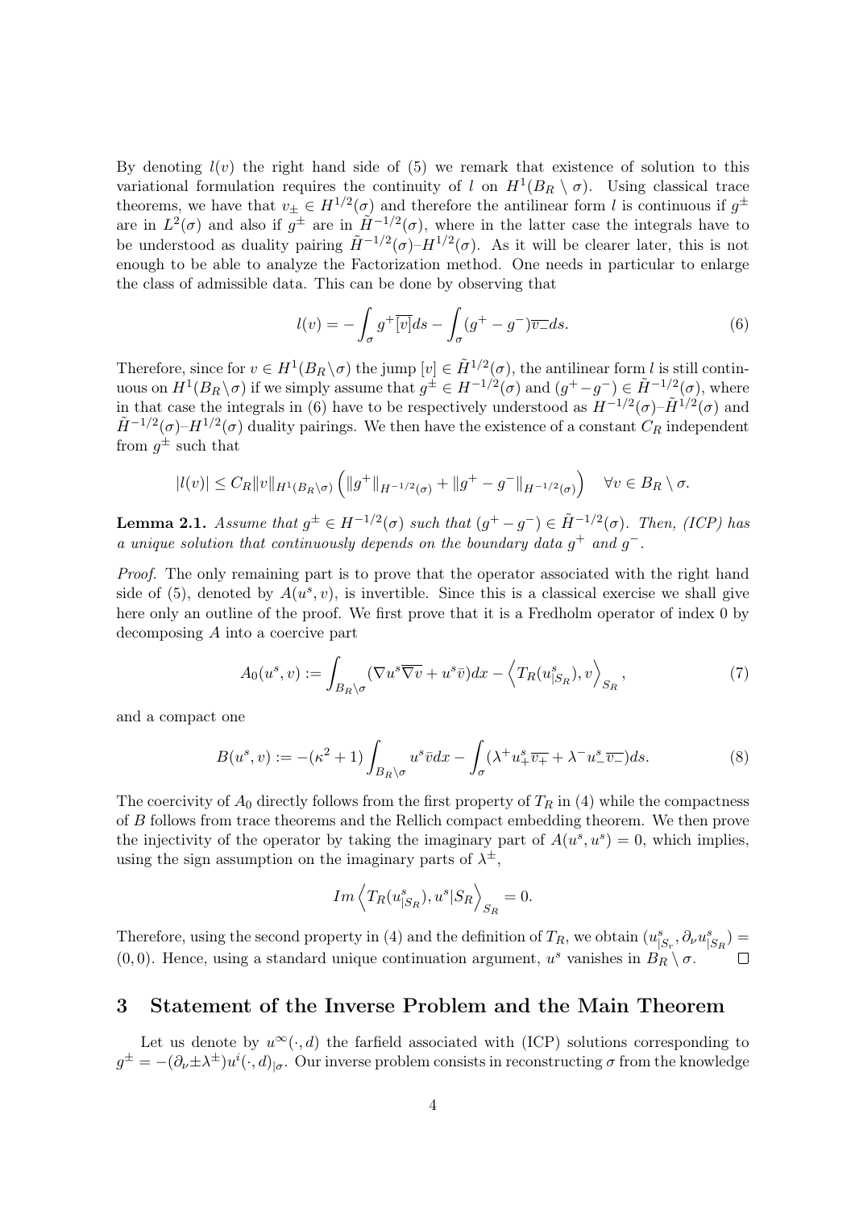By denoting $l(v)$ the right hand side of (5) we remark that existence of solution to this variational formulation requires the continuity of $l$ on $H^1(B_R \setminus \sigma)$. Using classical trace theorems, we have that $v_\pm \in H^{1/2}(\sigma)$ and therefore the antilinear form $l$ is continuous if $g^\pm$ are in $L^2(\sigma)$ and also if $g^\pm$ are in $\tilde{H}^{-1/2}(\sigma)$, where in the latter case the integrals have to be understood as duality pairing $\tilde{H}^{-1/2}(\sigma)$–$H^{1/2}(\sigma)$. As it will be clearer later, this is not enough to be able to analyze the Factorization method. One needs in particular to enlarge the class of admissible data. This can be done by observing that

$$l(v) = -\int_\sigma g^+ \overline{[v]} ds - \int_\sigma (g^+ - g^-)\overline{v_-} ds. \tag{6}$$

Therefore, since for $v \in H^1(B_R \setminus \sigma)$ the jump $[v] \in \tilde{H}^{1/2}(\sigma)$, the antilinear form $l$ is still continuous on $H^1(B_R \setminus \sigma)$ if we simply assume that $g^\pm \in H^{-1/2}(\sigma)$ and $(g^+ - g^-) \in \tilde{H}^{-1/2}(\sigma)$, where in that case the integrals in (6) have to be respectively understood as $H^{-1/2}(\sigma)$–$\tilde{H}^{1/2}(\sigma)$ and $\tilde{H}^{-1/2}(\sigma)$–$H^{1/2}(\sigma)$ duality pairings. We then have the existence of a constant $C_R$ independent from $g^\pm$ such that

$$|l(v)| \leq C_R \|v\|_{H^1(B_R\setminus\sigma)} \left( \|g^+\|_{H^{-1/2}(\sigma)} + \|g^+ - g^-\|_{H^{-1/2}(\sigma)} \right) \quad \forall v \in B_R \setminus \sigma.$$

**Lemma 2.1.** *Assume that $g^\pm \in H^{-1/2}(\sigma)$ such that $(g^+ - g^-) \in \tilde{H}^{-1/2}(\sigma)$. Then, (ICP) has a unique solution that continuously depends on the boundary data $g^+$ and $g^-$.*

*Proof.* The only remaining part is to prove that the operator associated with the right hand side of (5), denoted by $A(u^s, v)$, is invertible. Since this is a classical exercise we shall give here only an outline of the proof. We first prove that it is a Fredholm operator of index 0 by decomposing $A$ into a coercive part

$$A_0(u^s, v) := \int_{B_R\setminus\sigma} (\nabla u^s \overline{\nabla v} + u^s \bar{v}) dx - \left\langle T_R(u^s_{|S_R}), v \right\rangle_{S_R}, \tag{7}$$

and a compact one

$$B(u^s, v) := -(\kappa^2 + 1) \int_{B_R\setminus\sigma} u^s \bar{v} dx - \int_\sigma (\lambda^+ u^s_+ \overline{v_+} + \lambda^- u^s_- \overline{v_-}) ds. \tag{8}$$

The coercivity of $A_0$ directly follows from the first property of $T_R$ in (4) while the compactness of $B$ follows from trace theorems and the Rellich compact embedding theorem. We then prove the injectivity of the operator by taking the imaginary part of $A(u^s, u^s) = 0$, which implies, using the sign assumption on the imaginary parts of $\lambda^\pm$,

$$Im \left\langle T_R(u^s_{|S_R}), u^s|S_R \right\rangle_{S_R} = 0.$$

Therefore, using the second property in (4) and the definition of $T_R$, we obtain $(u^s_{|S_r}, \partial_\nu u^s_{|S_R}) = (0, 0)$. Hence, using a standard unique continuation argument, $u^s$ vanishes in $B_R \setminus \sigma$. $\square$

## 3 Statement of the Inverse Problem and the Main Theorem

Let us denote by $u^\infty(\cdot, d)$ the farfield associated with (ICP) solutions corresponding to $g^\pm = -(\partial_\nu \pm \lambda^\pm) u^i(\cdot, d)_{|\sigma}$. Our inverse problem consists in reconstructing $\sigma$ from the knowledge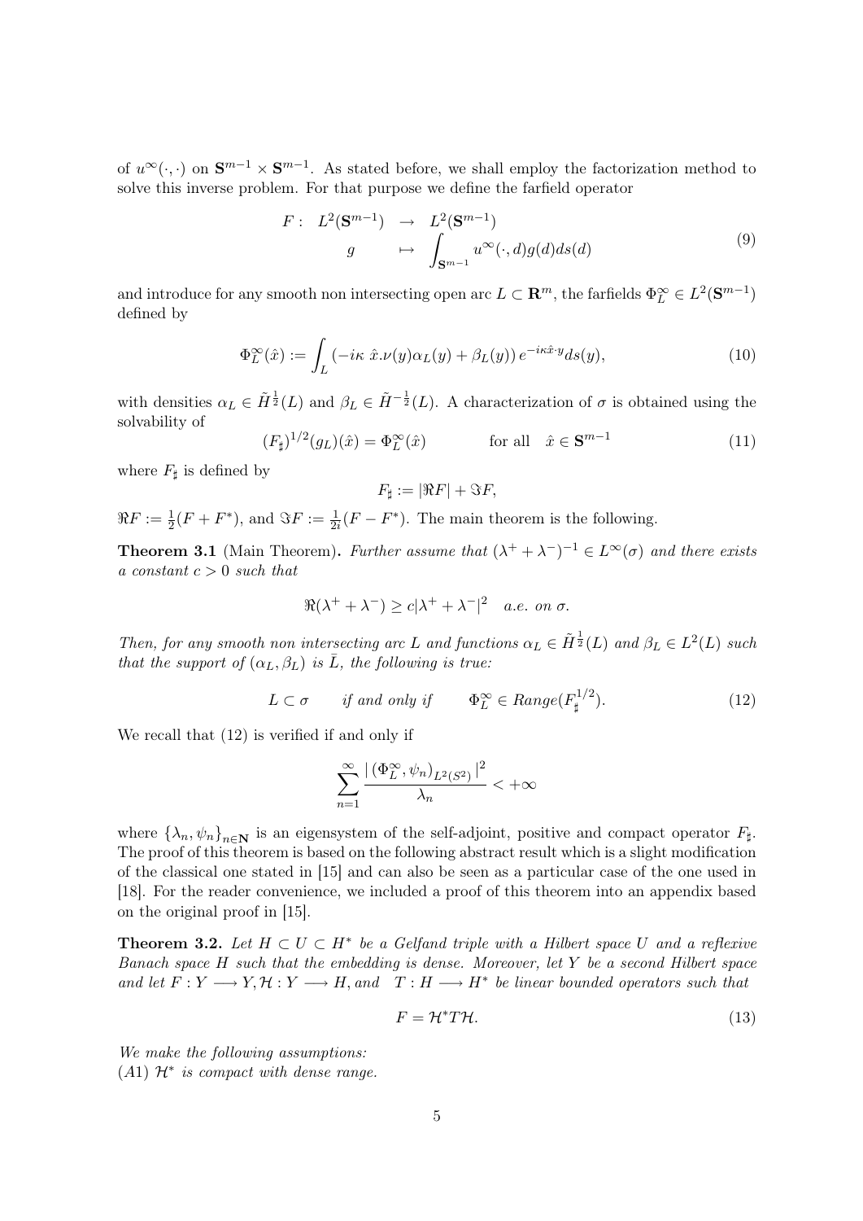of $u^\infty(\cdot,\cdot)$ on $\mathbf{S}^{m-1} \times \mathbf{S}^{m-1}$. As stated before, we shall employ the factorization method to solve this inverse problem. For that purpose we define the farfield operator

$$
\begin{array}{rccl}
F: & L^2(\mathbf{S}^{m-1}) & \rightarrow & L^2(\mathbf{S}^{m-1}) \\
 & g & \mapsto & \displaystyle\int_{\mathbf{S}^{m-1}} u^\infty(\cdot, d) g(d) ds(d)
\end{array}
\tag{9}
$$

and introduce for any smooth non intersecting open arc $L \subset \mathbf{R}^m$, the farfields $\Phi_L^\infty \in L^2(\mathbf{S}^{m-1})$ defined by

$$
\Phi_L^\infty(\hat{x}) := \int_L \left(-i\kappa\ \hat{x}.\nu(y)\alpha_L(y) + \beta_L(y)\right) e^{-i\kappa \hat{x}\cdot y} ds(y), \tag{10}
$$

with densities $\alpha_L \in \tilde{H}^{\frac{1}{2}}(L)$ and $\beta_L \in \tilde{H}^{-\frac{1}{2}}(L)$. A characterization of $\sigma$ is obtained using the solvability of

$$
(F_\sharp)^{1/2}(g_L)(\hat{x}) = \Phi_L^\infty(\hat{x}) \qquad \text{for all} \quad \hat{x} \in \mathbf{S}^{m-1} \tag{11}
$$

where $F_\sharp$ is defined by

$$
F_\sharp := |\Re F| + \Im F,
$$

$\Re F := \frac{1}{2}(F + F^*)$, and $\Im F := \frac{1}{2i}(F - F^*)$. The main theorem is the following.

**Theorem 3.1** (Main Theorem)**.** *Further assume that $(\lambda^+ + \lambda^-)^{-1} \in L^\infty(\sigma)$ and there exists a constant $c > 0$ such that*

$$
\Re(\lambda^+ + \lambda^-) \geq c|\lambda^+ + \lambda^-|^2 \quad a.e.\ on\ \sigma.
$$

*Then, for any smooth non intersecting arc $L$ and functions $\alpha_L \in \tilde{H}^{\frac{1}{2}}(L)$ and $\beta_L \in L^2(L)$ such that the support of $(\alpha_L, \beta_L)$ is $\bar{L}$, the following is true:*

$$
L \subset \sigma \qquad \text{if and only if} \qquad \Phi_L^\infty \in Range(F_\sharp^{1/2}). \tag{12}
$$

We recall that (12) is verified if and only if

$$
\sum_{n=1}^{\infty} \frac{|\left(\Phi_L^\infty, \psi_n\right)_{L^2(S^2)}|^2}{\lambda_n} < +\infty
$$

where $\{\lambda_n, \psi_n\}_{n\in\mathbf{N}}$ is an eigensystem of the self-adjoint, positive and compact operator $F_\sharp$. The proof of this theorem is based on the following abstract result which is a slight modification of the classical one stated in [15] and can also be seen as a particular case of the one used in [18]. For the reader convenience, we included a proof of this theorem into an appendix based on the original proof in [15].

**Theorem 3.2.** *Let $H \subset U \subset H^*$ be a Gelfand triple with a Hilbert space $U$ and a reflexive Banach space $H$ such that the embedding is dense. Moreover, let $Y$ be a second Hilbert space and let $F : Y \longrightarrow Y, \mathcal{H} : Y \longrightarrow H$, and $T : H \longrightarrow H^*$ be linear bounded operators such that*

$$
F = \mathcal{H}^* T \mathcal{H}. \tag{13}
$$

*We make the following assumptions:*
*(A1) $\mathcal{H}^*$ is compact with dense range.*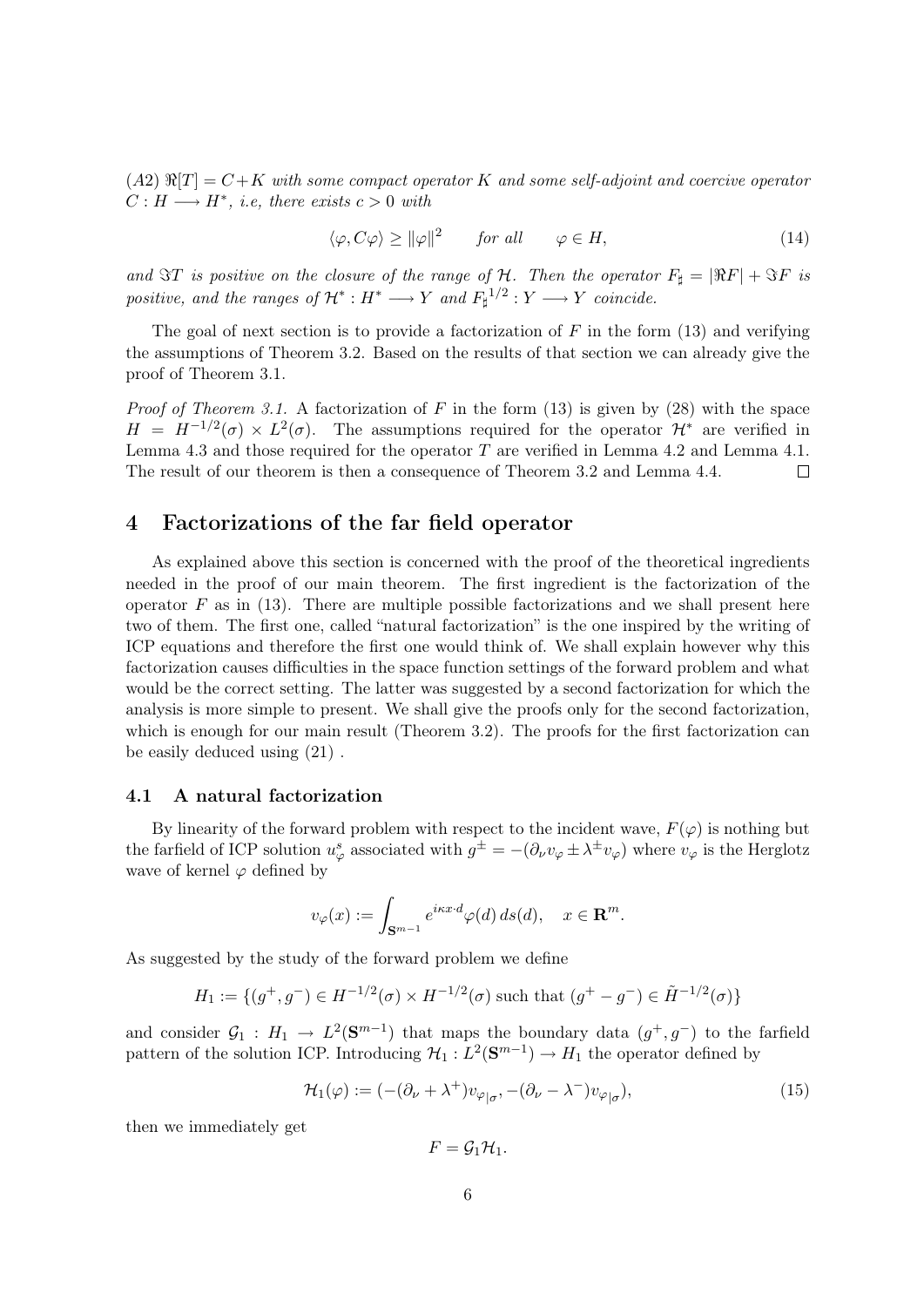*(A2)* $\Re[T] = C + K$ *with some compact operator* $K$ *and some self-adjoint and coercive operator* $C : H \longrightarrow H^*$*, i.e, there exists* $c > 0$ *with*

$$\langle \varphi, C\varphi \rangle \geq \|\varphi\|^2 \qquad \text{for all} \qquad \varphi \in H, \tag{14}$$

*and* $\Im T$ *is positive on the closure of the range of* $\mathcal{H}$*. Then the operator* $F_\sharp = |\Re F| + \Im F$ *is positive, and the ranges of* $\mathcal{H}^* : H^* \longrightarrow Y$ *and* ${F_\sharp}^{1/2} : Y \longrightarrow Y$ *coincide.*

The goal of next section is to provide a factorization of $F$ in the form (13) and verifying the assumptions of Theorem 3.2. Based on the results of that section we can already give the proof of Theorem 3.1.

*Proof of Theorem 3.1.* A factorization of $F$ in the form (13) is given by (28) with the space $H = H^{-1/2}(\sigma) \times L^2(\sigma)$. The assumptions required for the operator $\mathcal{H}^*$ are verified in Lemma 4.3 and those required for the operator $T$ are verified in Lemma 4.2 and Lemma 4.1. The result of our theorem is then a consequence of Theorem 3.2 and Lemma 4.4. $\square$

## 4 Factorizations of the far field operator

As explained above this section is concerned with the proof of the theoretical ingredients needed in the proof of our main theorem. The first ingredient is the factorization of the operator $F$ as in (13). There are multiple possible factorizations and we shall present here two of them. The first one, called "natural factorization" is the one inspired by the writing of ICP equations and therefore the first one would think of. We shall explain however why this factorization causes difficulties in the space function settings of the forward problem and what would be the correct setting. The latter was suggested by a second factorization for which the analysis is more simple to present. We shall give the proofs only for the second factorization, which is enough for our main result (Theorem 3.2). The proofs for the first factorization can be easily deduced using (21) .

### 4.1 A natural factorization

By linearity of the forward problem with respect to the incident wave, $F(\varphi)$ is nothing but the farfield of ICP solution $u^s_\varphi$ associated with $g^\pm = -(\partial_\nu v_\varphi \pm \lambda^\pm v_\varphi)$ where $v_\varphi$ is the Herglotz wave of kernel $\varphi$ defined by

$$v_\varphi(x) := \int_{\mathbf{S}^{m-1}} e^{i\kappa x \cdot d} \varphi(d)\, ds(d), \quad x \in \mathbf{R}^m.$$

As suggested by the study of the forward problem we define

$$H_1 := \{(g^+, g^-) \in H^{-1/2}(\sigma) \times H^{-1/2}(\sigma) \text{ such that } (g^+ - g^-) \in \tilde{H}^{-1/2}(\sigma)\}$$

and consider $\mathcal{G}_1 : H_1 \to L^2(\mathbf{S}^{m-1})$ that maps the boundary data $(g^+, g^-)$ to the farfield pattern of the solution ICP. Introducing $\mathcal{H}_1 : L^2(\mathbf{S}^{m-1}) \to H_1$ the operator defined by

$$\mathcal{H}_1(\varphi) := (-(\partial_\nu + \lambda^+) v_{\varphi|\sigma}, -(\partial_\nu - \lambda^-) v_{\varphi|\sigma}), \tag{15}$$

then we immediately get

$$F = \mathcal{G}_1 \mathcal{H}_1.$$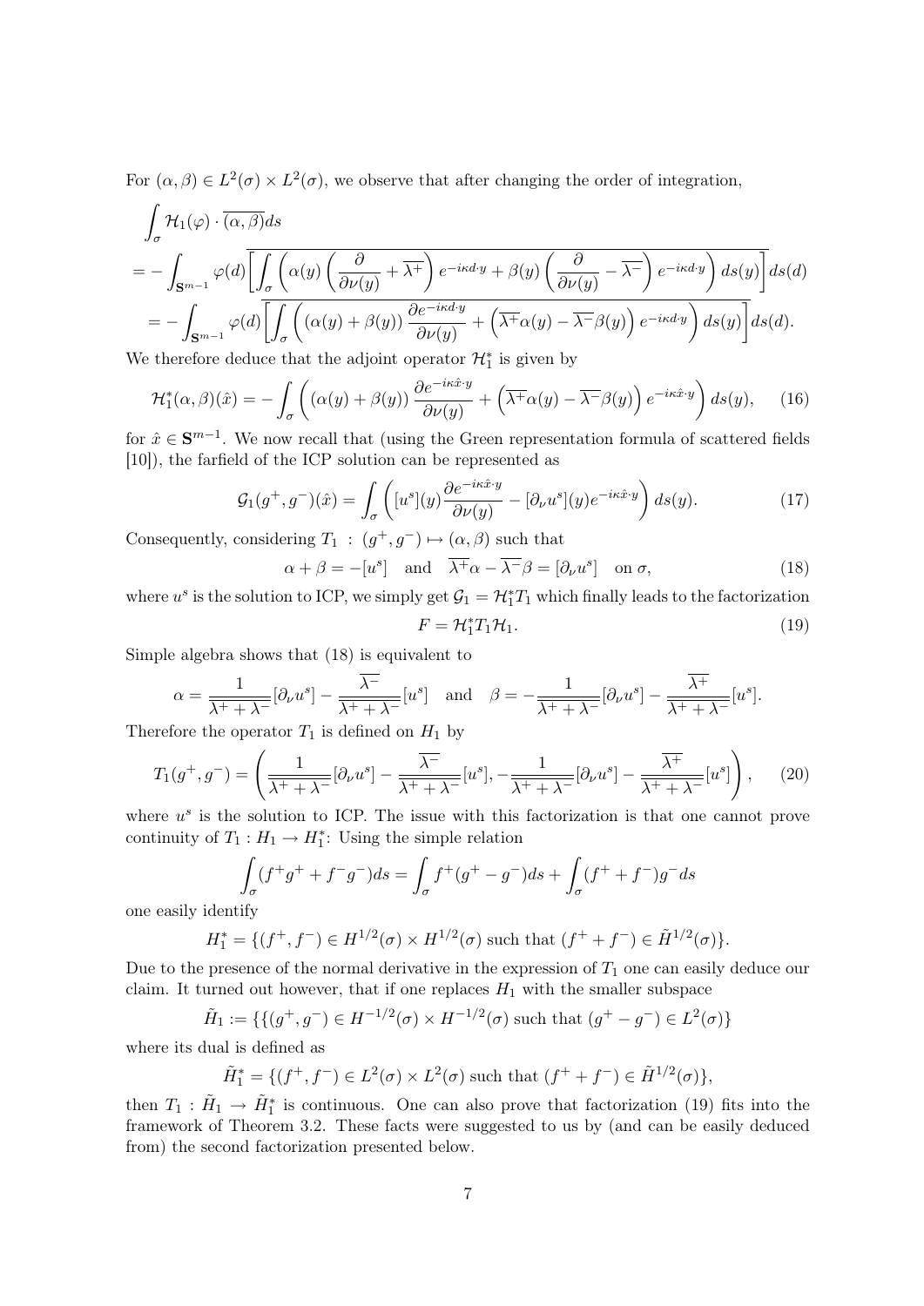For $(\alpha, \beta) \in L^2(\sigma) \times L^2(\sigma)$, we observe that after changing the order of integration,

$$
\begin{aligned}
&\int_\sigma \mathcal{H}_1(\varphi) \cdot \overline{(\alpha, \beta)} ds \\
&= -\int_{\mathbf{S}^{m-1}} \varphi(d) \overline{\left[ \int_\sigma \left( \alpha(y) \left( \frac{\partial}{\partial \nu(y)} + \overline{\lambda^+} \right) e^{-i\kappa d \cdot y} + \beta(y) \left( \frac{\partial}{\partial \nu(y)} - \overline{\lambda^-} \right) e^{-i\kappa d \cdot y} \right) ds(y) \right]} ds(d) \\
&= -\int_{\mathbf{S}^{m-1}} \varphi(d) \overline{\left[ \int_\sigma \left( (\alpha(y) + \beta(y)) \frac{\partial e^{-i\kappa d \cdot y}}{\partial \nu(y)} + \left( \overline{\lambda^+} \alpha(y) - \overline{\lambda^-} \beta(y) \right) e^{-i\kappa d \cdot y} \right) ds(y) \right]} ds(d).
\end{aligned}
$$

We therefore deduce that the adjoint operator $\mathcal{H}_1^*$ is given by

$$
\mathcal{H}_1^*(\alpha, \beta)(\hat{x}) = -\int_\sigma \left( (\alpha(y) + \beta(y)) \frac{\partial e^{-i\kappa \hat{x} \cdot y}}{\partial \nu(y)} + \left( \overline{\lambda^+} \alpha(y) - \overline{\lambda^-} \beta(y) \right) e^{-i\kappa \hat{x} \cdot y} \right) ds(y), \tag{16}
$$

for $\hat{x} \in \mathbf{S}^{m-1}$. We now recall that (using the Green representation formula of scattered fields [10]), the farfield of the ICP solution can be represented as

$$
\mathcal{G}_1(g^+, g^-)(\hat{x}) = \int_\sigma \left( [u^s](y) \frac{\partial e^{-i\kappa \hat{x} \cdot y}}{\partial \nu(y)} - [\partial_\nu u^s](y) e^{-i\kappa \hat{x} \cdot y} \right) ds(y). \tag{17}
$$

Consequently, considering $T_1 \, : \, (g^+, g^-) \mapsto (\alpha, \beta)$ such that

$$
\alpha + \beta = -[u^s] \quad \text{and} \quad \overline{\lambda^+} \alpha - \overline{\lambda^-} \beta = [\partial_\nu u^s] \quad \text{on } \sigma, \tag{18}
$$

where $u^s$ is the solution to ICP, we simply get $\mathcal{G}_1 = \mathcal{H}_1^* T_1$ which finally leads to the factorization

$$
F = \mathcal{H}_1^* T_1 \mathcal{H}_1. \tag{19}
$$

Simple algebra shows that (18) is equivalent to

$$
\alpha = \frac{1}{\overline{\lambda^+ + \lambda^-}} [\partial_\nu u^s] - \frac{\overline{\lambda^-}}{\overline{\lambda^+ + \lambda^-}} [u^s] \quad \text{and} \quad \beta = -\frac{1}{\overline{\lambda^+ + \lambda^-}} [\partial_\nu u^s] - \frac{\overline{\lambda^+}}{\overline{\lambda^+ + \lambda^-}} [u^s].
$$

Therefore the operator $T_1$ is defined on $H_1$ by

$$
T_1(g^+, g^-) = \left( \frac{1}{\overline{\lambda^+ + \lambda^-}} [\partial_\nu u^s] - \frac{\overline{\lambda^-}}{\overline{\lambda^+ + \lambda^-}} [u^s], -\frac{1}{\overline{\lambda^+ + \lambda^-}} [\partial_\nu u^s] - \frac{\overline{\lambda^+}}{\overline{\lambda^+ + \lambda^-}} [u^s] \right), \tag{20}
$$

where $u^s$ is the solution to ICP. The issue with this factorization is that one cannot prove continuity of $T_1 : H_1 \to H_1^*$: Using the simple relation

$$
\int_\sigma (f^+ g^+ + f^- g^-) ds = \int_\sigma f^+ (g^+ - g^-) ds + \int_\sigma (f^+ + f^-) g^- ds
$$

one easily identify

$$
H_1^* = \{ (f^+, f^-) \in H^{1/2}(\sigma) \times H^{1/2}(\sigma) \text{ such that } (f^+ + f^-) \in \tilde{H}^{1/2}(\sigma) \}.
$$

Due to the presence of the normal derivative in the expression of $T_1$ one can easily deduce our claim. It turned out however, that if one replaces $H_1$ with the smaller subspace

$$
\tilde{H}_1 := \{ \{ (g^+, g^-) \in H^{-1/2}(\sigma) \times H^{-1/2}(\sigma) \text{ such that } (g^+ - g^-) \in L^2(\sigma) \}
$$

where its dual is defined as

$$
\tilde{H}_1^* = \{ (f^+, f^-) \in L^2(\sigma) \times L^2(\sigma) \text{ such that } (f^+ + f^-) \in \tilde{H}^{1/2}(\sigma) \},
$$

then $T_1 : \tilde{H}_1 \to \tilde{H}_1^*$ is continuous. One can also prove that factorization (19) fits into the framework of Theorem 3.2. These facts were suggested to us by (and can be easily deduced from) the second factorization presented below.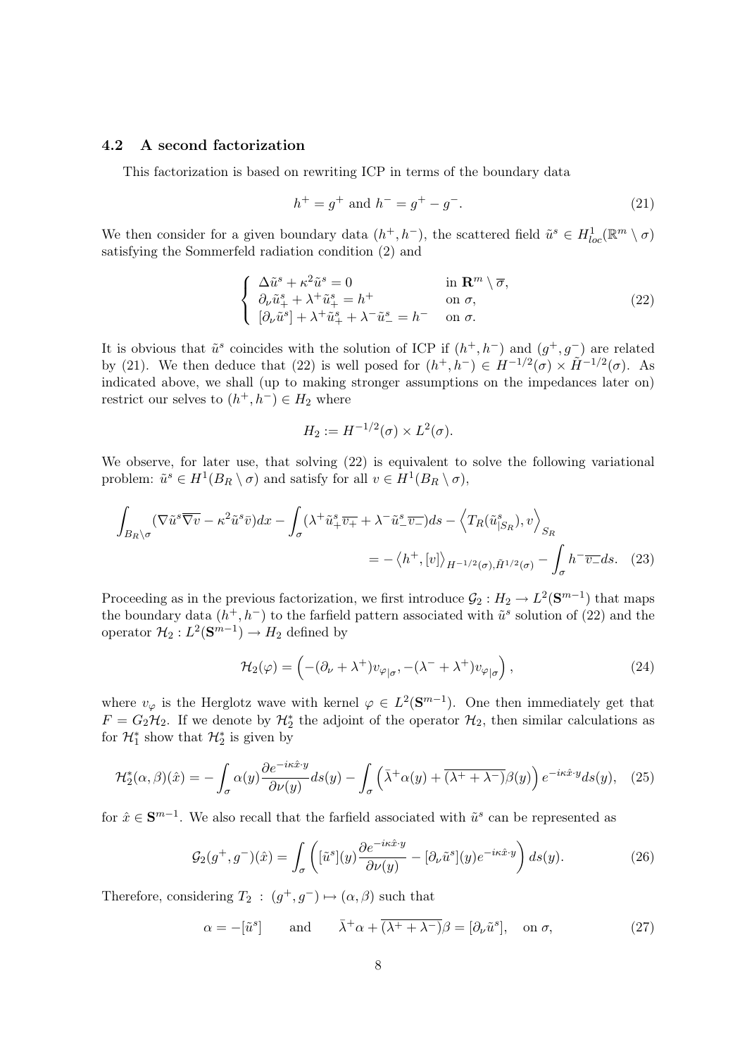### 4.2 A second factorization

This factorization is based on rewriting ICP in terms of the boundary data

$$h^+ = g^+ \text{ and } h^- = g^+ - g^-. \tag{21}$$

We then consider for a given boundary data $(h^+, h^-)$, the scattered field $\tilde{u}^s \in H^1_{loc}(\mathbb{R}^m \setminus \sigma)$ satisfying the Sommerfeld radiation condition (2) and

$$\begin{cases} \Delta \tilde{u}^s + \kappa^2 \tilde{u}^s = 0 & \text{in } \mathbf{R}^m \setminus \overline{\sigma}, \\ \partial_\nu \tilde{u}^s_+ + \lambda^+ \tilde{u}^s_+ = h^+ & \text{on } \sigma, \\ [\partial_\nu \tilde{u}^s] + \lambda^+ \tilde{u}^s_+ + \lambda^- \tilde{u}^s_- = h^- & \text{on } \sigma. \end{cases} \tag{22}$$

It is obvious that $\tilde{u}^s$ coincides with the solution of ICP if $(h^+, h^-)$ and $(g^+, g^-)$ are related by (21). We then deduce that (22) is well posed for $(h^+, h^-) \in H^{-1/2}(\sigma) \times \tilde{H}^{-1/2}(\sigma)$. As indicated above, we shall (up to making stronger assumptions on the impedances later on) restrict our selves to $(h^+, h^-) \in H_2$ where

$$H_2 := H^{-1/2}(\sigma) \times L^2(\sigma).$$

We observe, for later use, that solving (22) is equivalent to solve the following variational problem: $\tilde{u}^s \in H^1(B_R \setminus \sigma)$ and satisfy for all $v \in H^1(B_R \setminus \sigma)$,

$$\int_{B_R \setminus \sigma} (\nabla \tilde{u}^s \overline{\nabla v} - \kappa^2 \tilde{u}^s \bar{v}) dx - \int_\sigma (\lambda^+ \tilde{u}^s_+ \overline{v_+} + \lambda^- \tilde{u}^s_- \overline{v_-}) ds - \left\langle T_R(\tilde{u}^s_{|S_R}), v \right\rangle_{S_R} \\ = - \left\langle h^+, [v] \right\rangle_{H^{-1/2}(\sigma), \tilde{H}^{1/2}(\sigma)} - \int_\sigma h^- \overline{v_-} ds. \tag{23}$$

Proceeding as in the previous factorization, we first introduce $\mathcal{G}_2 : H_2 \to L^2(\mathbf{S}^{m-1})$ that maps the boundary data $(h^+, h^-)$ to the farfield pattern associated with $\tilde{u}^s$ solution of (22) and the operator $\mathcal{H}_2 : L^2(\mathbf{S}^{m-1}) \to H_2$ defined by

$$\mathcal{H}_2(\varphi) = \left( -(\partial_\nu + \lambda^+) v_{\varphi|\sigma}, -(\lambda^- + \lambda^+) v_{\varphi|\sigma} \right), \tag{24}$$

where $v_\varphi$ is the Herglotz wave with kernel $\varphi \in L^2(\mathbf{S}^{m-1})$. One then immediately get that $F = G_2 \mathcal{H}_2$. If we denote by $\mathcal{H}_2^*$ the adjoint of the operator $\mathcal{H}_2$, then similar calculations as for $\mathcal{H}_1^*$ show that $\mathcal{H}_2^*$ is given by

$$\mathcal{H}_2^*(\alpha, \beta)(\hat{x}) = -\int_\sigma \alpha(y) \frac{\partial e^{-i\kappa \hat{x} \cdot y}}{\partial \nu(y)} ds(y) - \int_\sigma \left( \bar{\lambda}^+ \alpha(y) + \overline{(\lambda^+ + \lambda^-)} \beta(y) \right) e^{-i\kappa \hat{x} \cdot y} ds(y), \tag{25}$$

for $\hat{x} \in \mathbf{S}^{m-1}$. We also recall that the farfield associated with $\tilde{u}^s$ can be represented as

$$\mathcal{G}_2(g^+, g^-)(\hat{x}) = \int_\sigma \left( [\tilde{u}^s](y) \frac{\partial e^{-i\kappa \hat{x} \cdot y}}{\partial \nu(y)} - [\partial_\nu \tilde{u}^s](y) e^{-i\kappa \hat{x} \cdot y} \right) ds(y). \tag{26}$$

Therefore, considering $T_2 : (g^+, g^-) \mapsto (\alpha, \beta)$ such that

$$\alpha = -[\tilde{u}^s] \qquad \text{and} \qquad \bar{\lambda}^+ \alpha + \overline{(\lambda^+ + \lambda^-)} \beta = [\partial_\nu \tilde{u}^s], \quad \text{on } \sigma, \tag{27}$$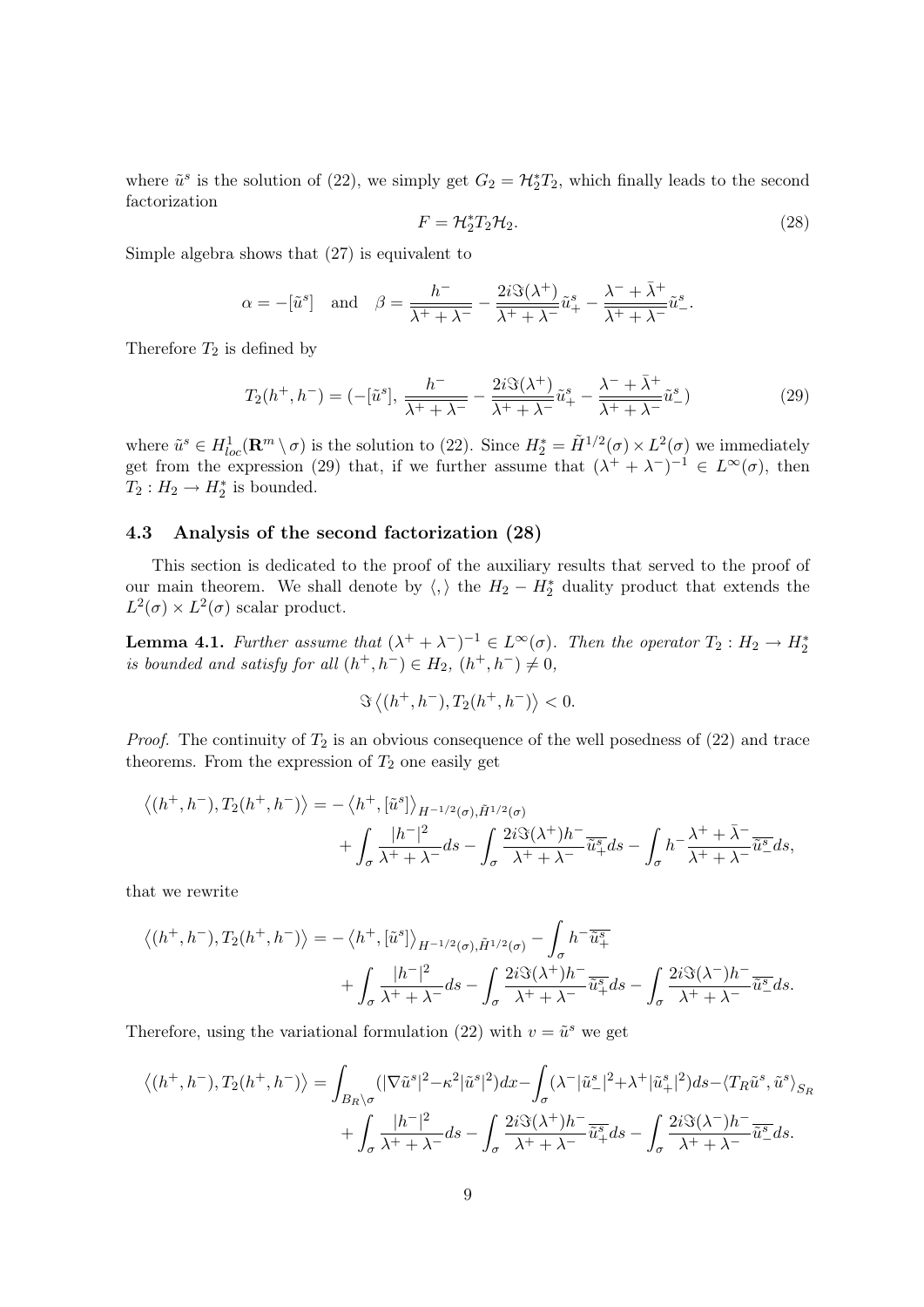where $\tilde{u}^s$ is the solution of (22), we simply get $G_2 = \mathcal{H}_2^* T_2$, which finally leads to the second factorization

$$F = \mathcal{H}_2^* T_2 \mathcal{H}_2. \tag{28}$$

Simple algebra shows that (27) is equivalent to

$$\alpha = -[\tilde{u}^s] \quad \text{and} \quad \beta = \frac{h^-}{\lambda^+ + \lambda^-} - \frac{2i\Im(\lambda^+)}{\lambda^+ + \lambda^-}\tilde{u}^s_+ - \frac{\lambda^- + \bar{\lambda}^+}{\lambda^+ + \lambda^-}\tilde{u}^s_-.$$

Therefore $T_2$ is defined by

$$T_2(h^+, h^-) = (-[\tilde{u}^s], \frac{h^-}{\lambda^+ + \lambda^-} - \frac{2i\Im(\lambda^+)}{\lambda^+ + \lambda^-}\tilde{u}^s_+ - \frac{\lambda^- + \bar{\lambda}^+}{\lambda^+ + \lambda^-}\tilde{u}^s_-) \tag{29}$$

where $\tilde{u}^s \in H^1_{loc}(\mathbf{R}^m \setminus \sigma)$ is the solution to (22). Since $H_2^* = \tilde{H}^{1/2}(\sigma) \times L^2(\sigma)$ we immediately get from the expression (29) that, if we further assume that $(\lambda^+ + \lambda^-)^{-1} \in L^\infty(\sigma)$, then $T_2 : H_2 \to H_2^*$ is bounded.

### 4.3 Analysis of the second factorization (28)

This section is dedicated to the proof of the auxiliary results that served to the proof of our main theorem. We shall denote by $\langle , \rangle$ the $H_2 - H_2^*$ duality product that extends the $L^2(\sigma) \times L^2(\sigma)$ scalar product.

**Lemma 4.1.** *Further assume that $(\lambda^+ + \lambda^-)^{-1} \in L^\infty(\sigma)$. Then the operator $T_2 : H_2 \to H_2^*$ is bounded and satisfy for all $(h^+, h^-) \in H_2$, $(h^+, h^-) \neq 0$,*

$$\Im \left\langle (h^+, h^-), T_2(h^+, h^-) \right\rangle < 0.$$

*Proof.* The continuity of $T_2$ is an obvious consequence of the well posedness of (22) and trace theorems. From the expression of $T_2$ one easily get

$$\begin{aligned}\left\langle (h^+, h^-), T_2(h^+, h^-) \right\rangle = &- \left\langle h^+, [\tilde{u}^s] \right\rangle_{H^{-1/2}(\sigma), \tilde{H}^{1/2}(\sigma)} \\ &+ \int_\sigma \frac{|h^-|^2}{\lambda^+ + \lambda^-} ds - \int_\sigma \frac{2i\Im(\lambda^+) h^-}{\lambda^+ + \lambda^-} \overline{\tilde{u}^s_+} ds - \int_\sigma h^- \frac{\lambda^+ + \bar{\lambda}^-}{\lambda^+ + \lambda^-} \overline{\tilde{u}^s_-} ds,\end{aligned}$$

that we rewrite

$$\begin{aligned}\left\langle (h^+, h^-), T_2(h^+, h^-) \right\rangle = &- \left\langle h^+, [\tilde{u}^s] \right\rangle_{H^{-1/2}(\sigma), \tilde{H}^{1/2}(\sigma)} - \int_\sigma h^- \overline{\tilde{u}^s_+} \\ &+ \int_\sigma \frac{|h^-|^2}{\lambda^+ + \lambda^-} ds - \int_\sigma \frac{2i\Im(\lambda^+) h^-}{\lambda^+ + \lambda^-} \overline{\tilde{u}^s_+} ds - \int_\sigma \frac{2i\Im(\lambda^-) h^-}{\lambda^+ + \lambda^-} \overline{\tilde{u}^s_-} ds.\end{aligned}$$

Therefore, using the variational formulation (22) with $v = \tilde{u}^s$ we get

$$\begin{aligned}\left\langle (h^+, h^-), T_2(h^+, h^-) \right\rangle = &\int_{B_R \setminus \sigma} (|\nabla \tilde{u}^s|^2 - \kappa^2 |\tilde{u}^s|^2) dx - \int_\sigma (\lambda^- |\tilde{u}^s_-|^2 + \lambda^+ |\tilde{u}^s_+|^2) ds - \langle T_R \tilde{u}^s, \tilde{u}^s \rangle_{S_R} \\ &+ \int_\sigma \frac{|h^-|^2}{\lambda^+ + \lambda^-} ds - \int_\sigma \frac{2i\Im(\lambda^+) h^-}{\lambda^+ + \lambda^-} \overline{\tilde{u}^s_+} ds - \int_\sigma \frac{2i\Im(\lambda^-) h^-}{\lambda^+ + \lambda^-} \overline{\tilde{u}^s_-} ds.\end{aligned}$$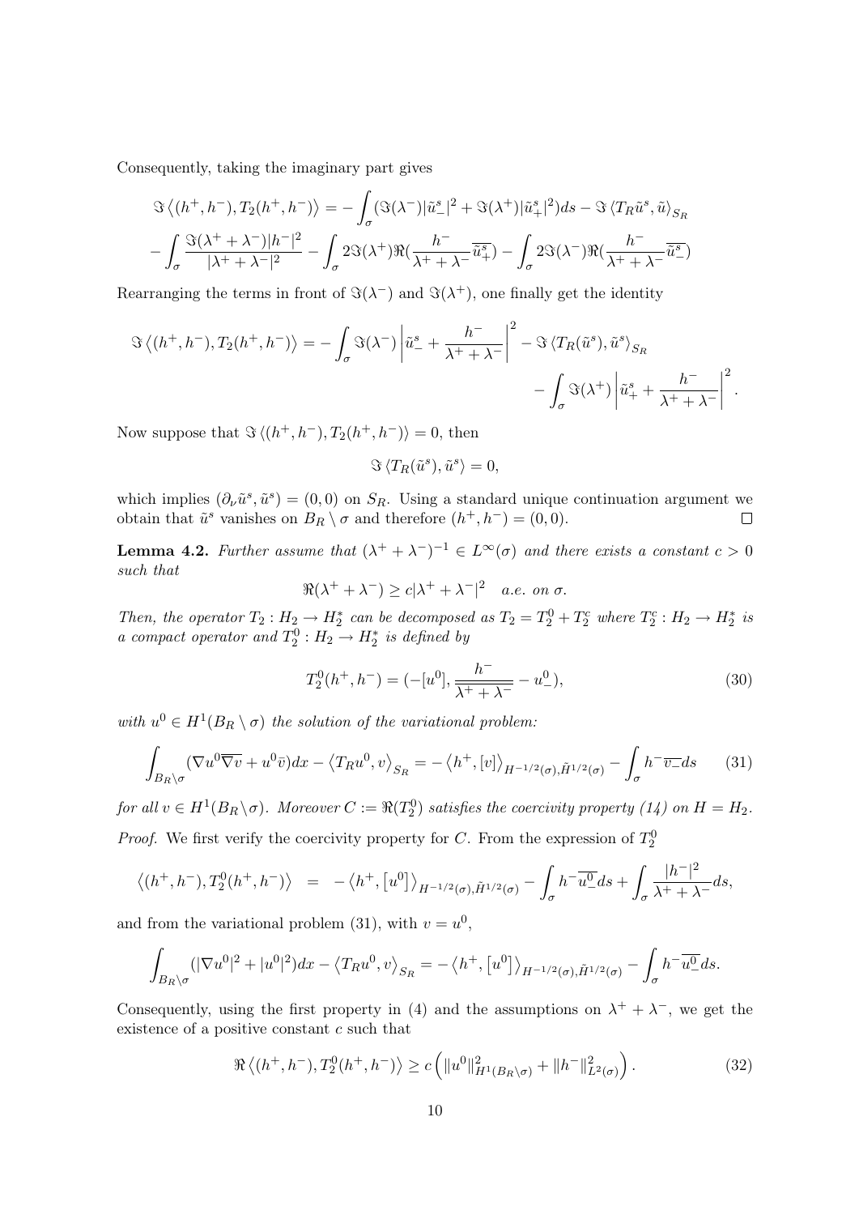Consequently, taking the imaginary part gives

$$
\Im \left\langle (h^+, h^-), T_2(h^+, h^-)\right\rangle = -\int_\sigma (\Im(\lambda^-)|\tilde{u}^s_-|^2 + \Im(\lambda^+)|\tilde{u}^s_+|^2)ds - \Im \left\langle T_R \tilde{u}^s, \tilde{u}\right\rangle_{S_R}
$$

$$
-\int_\sigma \frac{\Im(\lambda^+ + \lambda^-)|h^-|^2}{|\lambda^+ + \lambda^-|^2} - \int_\sigma 2\Im(\lambda^+)\Re(\frac{h^-}{\lambda^+ + \lambda^-}\overline{\tilde{u}^s_+}) - \int_\sigma 2\Im(\lambda^-)\Re(\frac{h^-}{\lambda^+ + \lambda^-}\overline{\tilde{u}^s_-})
$$

Rearranging the terms in front of $\Im(\lambda^-)$ and $\Im(\lambda^+)$, one finally get the identity

$$
\Im \left\langle (h^+, h^-), T_2(h^+, h^-)\right\rangle = -\int_\sigma \Im(\lambda^-)\left|\tilde{u}^s_- + \frac{h^-}{\lambda^+ + \lambda^-}\right|^2 - \Im \left\langle T_R(\tilde{u}^s), \tilde{u}^s\right\rangle_{S_R}
$$

$$
- \int_\sigma \Im(\lambda^+)\left|\tilde{u}^s_+ + \frac{h^-}{\lambda^+ + \lambda^-}\right|^2 .
$$

Now suppose that $\Im \left\langle (h^+, h^-), T_2(h^+, h^-)\right\rangle = 0$, then

$$
\Im \left\langle T_R(\tilde{u}^s), \tilde{u}^s\right\rangle = 0,
$$

which implies $(\partial_\nu \tilde{u}^s, \tilde{u}^s) = (0, 0)$ on $S_R$. Using a standard unique continuation argument we obtain that $\tilde{u}^s$ vanishes on $B_R \setminus \sigma$ and therefore $(h^+, h^-) = (0, 0)$. □

**Lemma 4.2.** *Further assume that $(\lambda^+ + \lambda^-)^{-1} \in L^\infty(\sigma)$ and there exists a constant $c > 0$ such that*

$$
\Re(\lambda^+ + \lambda^-) \geq c|\lambda^+ + \lambda^-|^2 \quad a.e. \ on \ \sigma.
$$

*Then, the operator $T_2 : H_2 \to H_2^*$ can be decomposed as $T_2 = T_2^0 + T_2^c$ where $T_2^c : H_2 \to H_2^*$ is a compact operator and $T_2^0 : H_2 \to H_2^*$ is defined by*

$$
T_2^0(h^+, h^-) = (-[u^0], \frac{h^-}{\lambda^+ + \lambda^-} - u^0_-), \tag{30}
$$

*with $u^0 \in H^1(B_R \setminus \sigma)$ the solution of the variational problem:*

$$
\int_{B_R\setminus\sigma} (\nabla u^0 \overline{\nabla v} + u^0 \bar{v})dx - \left\langle T_R u^0, v\right\rangle_{S_R} = -\left\langle h^+, [v]\right\rangle_{H^{-1/2}(\sigma), \tilde{H}^{1/2}(\sigma)} - \int_\sigma h^- \overline{v_-} ds \tag{31}
$$

*for all $v \in H^1(B_R\setminus\sigma)$. Moreover $C := \Re(T_2^0)$ satisfies the coercivity property (14) on $H = H_2$.*

*Proof.* We first verify the coercivity property for $C$. From the expression of $T_2^0$

$$
\left\langle (h^+, h^-), T_2^0(h^+, h^-)\right\rangle \ = \ -\left\langle h^+, \left[u^0\right]\right\rangle_{H^{-1/2}(\sigma), \tilde{H}^{1/2}(\sigma)} - \int_\sigma h^- \overline{u^0_-} ds + \int_\sigma \frac{|h^-|^2}{\lambda^+ + \lambda^-} ds,
$$

and from the variational problem (31), with $v = u^0$,

$$
\int_{B_R\setminus\sigma} (|\nabla u^0|^2 + |u^0|^2)dx - \left\langle T_R u^0, v\right\rangle_{S_R} = -\left\langle h^+, \left[u^0\right]\right\rangle_{H^{-1/2}(\sigma), \tilde{H}^{1/2}(\sigma)} - \int_\sigma h^- \overline{u^0_-} ds.
$$

Consequently, using the first property in (4) and the assumptions on $\lambda^+ + \lambda^-$, we get the existence of a positive constant $c$ such that

$$
\Re \left\langle (h^+, h^-), T_2^0(h^+, h^-)\right\rangle \geq c\left(\|u^0\|^2_{H^1(B_R\setminus\sigma)} + \|h^-\|^2_{L^2(\sigma)}\right). \tag{32}
$$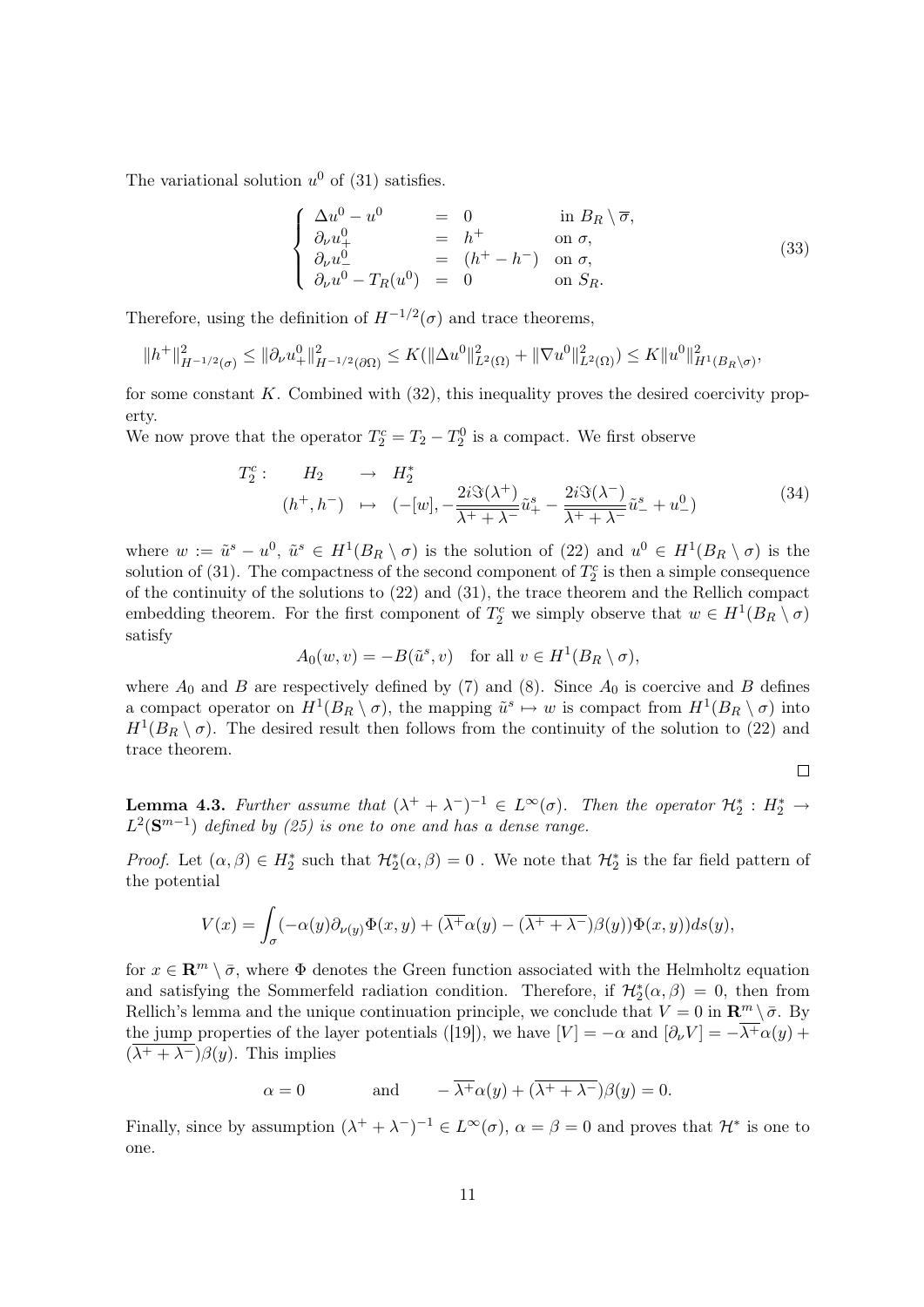The variational solution $u^0$ of (31) satisfies.

$$\left\{\begin{array}{lcll} \Delta u^0 - u^0 & = & 0 & \text{in } B_R \setminus \overline{\sigma}, \\ \partial_\nu u^0_+ & = & h^+ & \text{on } \sigma, \\ \partial_\nu u^0_- & = & (h^+ - h^-) & \text{on } \sigma, \\ \partial_\nu u^0 - T_R(u^0) & = & 0 & \text{on } S_R. \end{array}\right. \tag{33}$$

Therefore, using the definition of $H^{-1/2}(\sigma)$ and trace theorems,

$$\|h^+\|^2_{H^{-1/2}(\sigma)} \leq \|\partial_\nu u^0_+\|^2_{H^{-1/2}(\partial\Omega)} \leq K(\|\Delta u^0\|^2_{L^2(\Omega)} + \|\nabla u^0\|^2_{L^2(\Omega)}) \leq K\|u^0\|^2_{H^1(B_R\setminus\sigma)},$$

for some constant $K$. Combined with (32), this inequality proves the desired coercivity property.

We now prove that the operator $T_2^c = T_2 - T_2^0$ is a compact. We first observe

$$\begin{array}{rccl} T_2^c: & H_2 & \to & H_2^* \\ & (h^+, h^-) & \mapsto & (-[w], -\dfrac{2i\Im(\lambda^+)}{\lambda^+ + \lambda^-}\tilde{u}^s_+ - \dfrac{2i\Im(\lambda^-)}{\lambda^+ + \lambda^-}\tilde{u}^s_- + u^0_-) \end{array} \tag{34}$$

where $w := \tilde{u}^s - u^0$, $\tilde{u}^s \in H^1(B_R \setminus \sigma)$ is the solution of (22) and $u^0 \in H^1(B_R \setminus \sigma)$ is the solution of (31). The compactness of the second component of $T_2^c$ is then a simple consequence of the continuity of the solutions to (22) and (31), the trace theorem and the Rellich compact embedding theorem. For the first component of $T_2^c$ we simply observe that $w \in H^1(B_R \setminus \sigma)$ satisfy

$$A_0(w, v) = -B(\tilde{u}^s, v) \quad \text{for all } v \in H^1(B_R \setminus \sigma),$$

where $A_0$ and $B$ are respectively defined by (7) and (8). Since $A_0$ is coercive and $B$ defines a compact operator on $H^1(B_R \setminus \sigma)$, the mapping $\tilde{u}^s \mapsto w$ is compact from $H^1(B_R \setminus \sigma)$ into $H^1(B_R \setminus \sigma)$. The desired result then follows from the continuity of the solution to (22) and trace theorem.

□

**Lemma 4.3.** *Further assume that $(\lambda^+ + \lambda^-)^{-1} \in L^\infty(\sigma)$. Then the operator $\mathcal{H}_2^* : H_2^* \to L^2(\mathbf{S}^{m-1})$ defined by (25) is one to one and has a dense range.*

*Proof.* Let $(\alpha, \beta) \in H_2^*$ such that $\mathcal{H}_2^*(\alpha, \beta) = 0$ . We note that $\mathcal{H}_2^*$ is the far field pattern of the potential

$$V(x) = \int_\sigma (-\alpha(y)\partial_{\nu(y)}\Phi(x, y) + (\overline{\lambda^+}\alpha(y) - (\overline{\lambda^+ + \lambda^-})\beta(y))\Phi(x, y))ds(y),$$

for $x \in \mathbf{R}^m \setminus \bar{\sigma}$, where $\Phi$ denotes the Green function associated with the Helmholtz equation and satisfying the Sommerfeld radiation condition. Therefore, if $\mathcal{H}_2^*(\alpha, \beta) = 0$, then from Rellich's lemma and the unique continuation principle, we conclude that $V = 0$ in $\mathbf{R}^m \setminus \bar{\sigma}$. By the jump properties of the layer potentials ([19]), we have $[V] = -\alpha$ and $[\partial_\nu V] = -\overline{\lambda^+}\alpha(y) + (\overline{\lambda^+ + \lambda^-})\beta(y)$. This implies

$$\alpha = 0 \qquad \text{and} \qquad -\overline{\lambda^+}\alpha(y) + (\overline{\lambda^+ + \lambda^-})\beta(y) = 0.$$

Finally, since by assumption $(\lambda^+ + \lambda^-)^{-1} \in L^\infty(\sigma)$, $\alpha = \beta = 0$ and proves that $\mathcal{H}^*$ is one to one.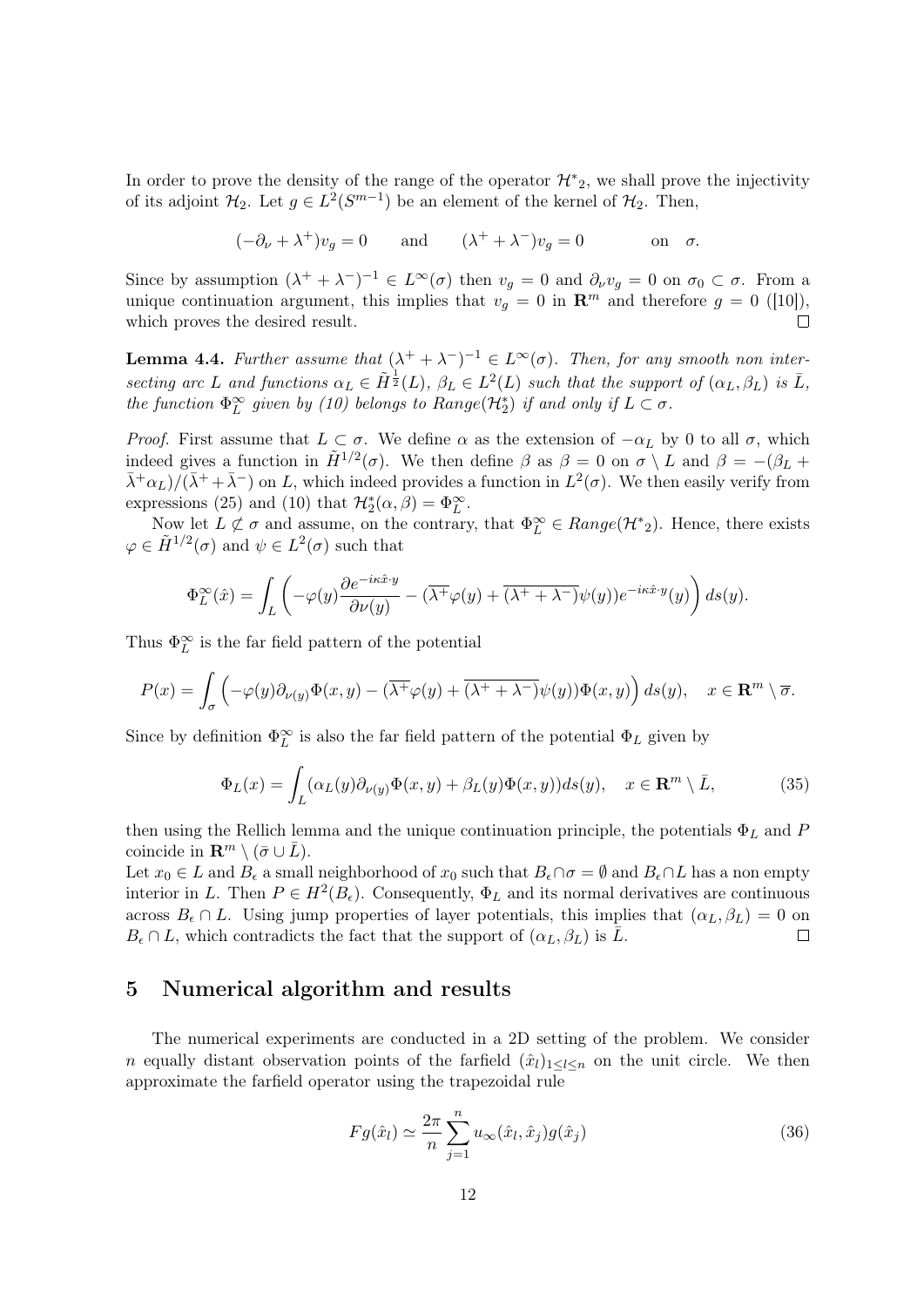In order to prove the density of the range of the operator ${\mathcal{H}^*}_2$, we shall prove the injectivity of its adjoint $\mathcal{H}_2$. Let $g \in L^2(S^{m-1})$ be an element of the kernel of $\mathcal{H}_2$. Then,

$$(-\partial_\nu + \lambda^+)v_g = 0 \qquad \text{and} \qquad (\lambda^+ + \lambda^-)v_g = 0 \qquad\qquad \text{on} \quad \sigma.$$

Since by assumption $(\lambda^+ + \lambda^-)^{-1} \in L^\infty(\sigma)$ then $v_g = 0$ and $\partial_\nu v_g = 0$ on $\sigma_0 \subset \sigma$. From a unique continuation argument, this implies that $v_g = 0$ in $\mathbf{R}^m$ and therefore $g = 0$ ([10]), which proves the desired result. □

**Lemma 4.4.** *Further assume that $(\lambda^+ + \lambda^-)^{-1} \in L^\infty(\sigma)$. Then, for any smooth non intersecting arc $L$ and functions $\alpha_L \in \tilde{H}^{\frac{1}{2}}(L)$, $\beta_L \in L^2(L)$ such that the support of $(\alpha_L, \beta_L)$ is $\bar{L}$, the function $\Phi_L^\infty$ given by (10) belongs to $Range(\mathcal{H}_2^*)$ if and only if $L \subset \sigma$.*

*Proof.* First assume that $L \subset \sigma$. We define $\alpha$ as the extension of $-\alpha_L$ by 0 to all $\sigma$, which indeed gives a function in $\tilde{H}^{1/2}(\sigma)$. We then define $\beta$ as $\beta = 0$ on $\sigma \setminus L$ and $\beta = -(\beta_L + \bar{\lambda}^+\alpha_L)/(\bar{\lambda}^+ + \bar{\lambda}^-)$ on $L$, which indeed provides a function in $L^2(\sigma)$. We then easily verify from expressions (25) and (10) that $\mathcal{H}_2^*(\alpha, \beta) = \Phi_L^\infty$.

Now let $L \not\subset \sigma$ and assume, on the contrary, that $\Phi_L^\infty \in Range({\mathcal{H}^*}_2)$. Hence, there exists $\varphi \in \tilde{H}^{1/2}(\sigma)$ and $\psi \in L^2(\sigma)$ such that

$$\Phi_L^\infty(\hat{x}) = \int_L \left( -\varphi(y)\frac{\partial e^{-i\kappa\hat{x}\cdot y}}{\partial\nu(y)} - (\overline{\lambda^+}\varphi(y) + \overline{(\lambda^+ + \lambda^-)}\psi(y))e^{-i\kappa\hat{x}\cdot y}(y) \right) ds(y).$$

Thus $\Phi_L^\infty$ is the far field pattern of the potential

$$P(x) = \int_\sigma \left( -\varphi(y)\partial_{\nu(y)}\Phi(x,y) - (\overline{\lambda^+}\varphi(y) + \overline{(\lambda^+ + \lambda^-)}\psi(y))\Phi(x,y) \right) ds(y), \quad x \in \mathbf{R}^m \setminus \overline{\sigma}.$$

Since by definition $\Phi_L^\infty$ is also the far field pattern of the potential $\Phi_L$ given by

$$\Phi_L(x) = \int_L (\alpha_L(y)\partial_{\nu(y)}\Phi(x,y) + \beta_L(y)\Phi(x,y))ds(y), \quad x \in \mathbf{R}^m \setminus \bar{L}, \tag{35}$$

then using the Rellich lemma and the unique continuation principle, the potentials $\Phi_L$ and $P$ coincide in $\mathbf{R}^m \setminus (\bar{\sigma} \cup \bar{L})$.

Let $x_0 \in L$ and $B_\epsilon$ a small neighborhood of $x_0$ such that $B_\epsilon \cap \sigma = \emptyset$ and $B_\epsilon \cap L$ has a non empty interior in $L$. Then $P \in H^2(B_\epsilon)$. Consequently, $\Phi_L$ and its normal derivatives are continuous across $B_\epsilon \cap L$. Using jump properties of layer potentials, this implies that $(\alpha_L, \beta_L) = 0$ on $B_\epsilon \cap L$, which contradicts the fact that the support of $(\alpha_L, \beta_L)$ is $\bar{L}$. □

## 5 Numerical algorithm and results

The numerical experiments are conducted in a 2D setting of the problem. We consider $n$ equally distant observation points of the farfield $(\hat{x}_l)_{1 \le l \le n}$ on the unit circle. We then approximate the farfield operator using the trapezoidal rule

$$Fg(\hat{x}_l) \simeq \frac{2\pi}{n} \sum_{j=1}^{n} u_\infty(\hat{x}_l, \hat{x}_j) g(\hat{x}_j) \tag{36}$$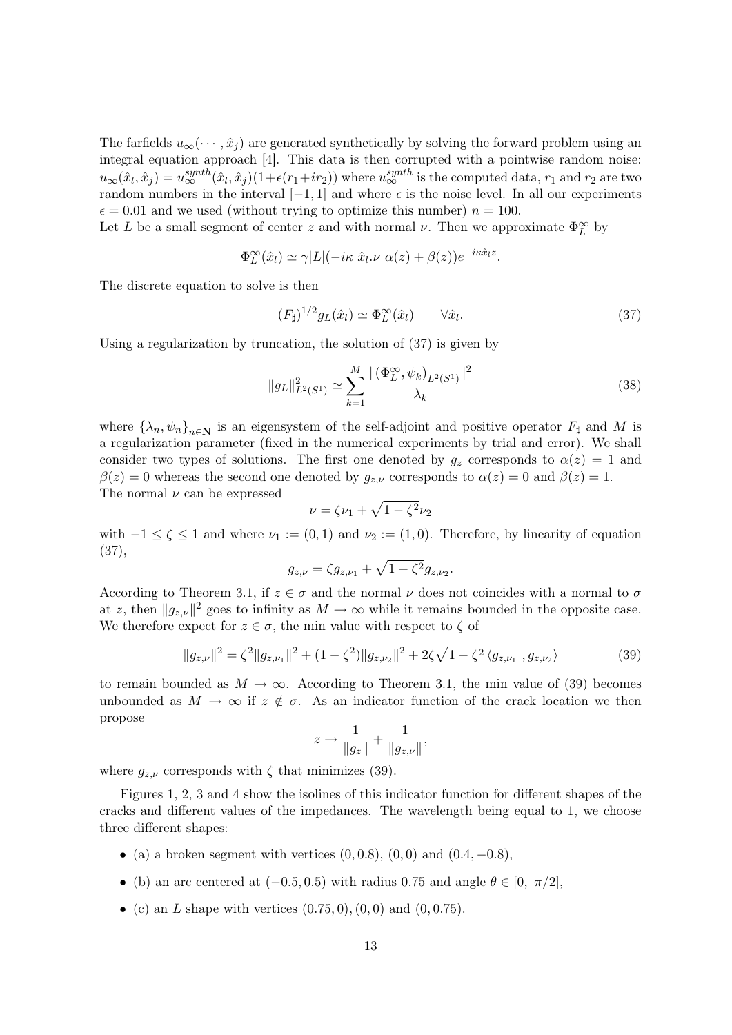The farfields $u_\infty(\cdots, \hat{x}_j)$ are generated synthetically by solving the forward problem using an integral equation approach [4]. This data is then corrupted with a pointwise random noise: $u_\infty(\hat{x}_l, \hat{x}_j) = u_\infty^{synth}(\hat{x}_l, \hat{x}_j)(1+\epsilon(r_1+ir_2))$ where $u_\infty^{synth}$ is the computed data, $r_1$ and $r_2$ are two random numbers in the interval $[-1, 1]$ and where $\epsilon$ is the noise level. In all our experiments $\epsilon = 0.01$ and we used (without trying to optimize this number) $n = 100$.
Let $L$ be a small segment of center $z$ and with normal $\nu$. Then we approximate $\Phi_L^\infty$ by

$$\Phi_L^\infty(\hat{x}_l) \simeq \gamma|L|(-i\kappa\ \hat{x}_l.\nu\ \alpha(z) + \beta(z))e^{-i\kappa \hat{x}_l z}.$$

The discrete equation to solve is then

$$(F_\sharp)^{1/2} g_L(\hat{x}_l) \simeq \Phi_L^\infty(\hat{x}_l) \qquad \forall \hat{x}_l. \tag{37}$$

Using a regularization by truncation, the solution of (37) is given by

$$\|g_L\|^2_{L^2(S^1)} \simeq \sum_{k=1}^{M} \frac{|\left(\Phi_L^\infty, \psi_k\right)_{L^2(S^1)}|^2}{\lambda_k} \tag{38}$$

where $\{\lambda_n, \psi_n\}_{n\in\mathbf{N}}$ is an eigensystem of the self-adjoint and positive operator $F_\sharp$ and $M$ is a regularization parameter (fixed in the numerical experiments by trial and error). We shall consider two types of solutions. The first one denoted by $g_z$ corresponds to $\alpha(z) = 1$ and $\beta(z) = 0$ whereas the second one denoted by $g_{z,\nu}$ corresponds to $\alpha(z) = 0$ and $\beta(z) = 1$.
The normal $\nu$ can be expressed

$$\nu = \zeta\nu_1 + \sqrt{1-\zeta^2}\nu_2$$

with $-1 \leq \zeta \leq 1$ and where $\nu_1 := (0, 1)$ and $\nu_2 := (1, 0)$. Therefore, by linearity of equation (37),

$$g_{z,\nu} = \zeta g_{z,\nu_1} + \sqrt{1-\zeta^2} g_{z,\nu_2}.$$

According to Theorem 3.1, if $z \in \sigma$ and the normal $\nu$ does not coincides with a normal to $\sigma$ at $z$, then $\|g_{z,\nu}\|^2$ goes to infinity as $M \to \infty$ while it remains bounded in the opposite case. We therefore expect for $z \in \sigma$, the min value with respect to $\zeta$ of

$$\|g_{z,\nu}\|^2 = \zeta^2\|g_{z,\nu_1}\|^2 + (1-\zeta^2)\|g_{z,\nu_2}\|^2 + 2\zeta\sqrt{1-\zeta^2}\,\langle g_{z,\nu_1}\ , g_{z,\nu_2}\rangle \tag{39}$$

to remain bounded as $M \to \infty$. According to Theorem 3.1, the min value of (39) becomes unbounded as $M \to \infty$ if $z \notin \sigma$. As an indicator function of the crack location we then propose

$$z \to \frac{1}{\|g_z\|} + \frac{1}{\|g_{z,\nu}\|},$$

where $g_{z,\nu}$ corresponds with $\zeta$ that minimizes (39).

Figures 1, 2, 3 and 4 show the isolines of this indicator function for different shapes of the cracks and different values of the impedances. The wavelength being equal to 1, we choose three different shapes:

- (a) a broken segment with vertices $(0, 0.8)$, $(0, 0)$ and $(0.4, -0.8)$,
- (b) an arc centered at $(-0.5, 0.5)$ with radius $0.75$ and angle $\theta \in [0,\ \pi/2]$,
- (c) an $L$ shape with vertices $(0.75, 0), (0, 0)$ and $(0, 0.75)$.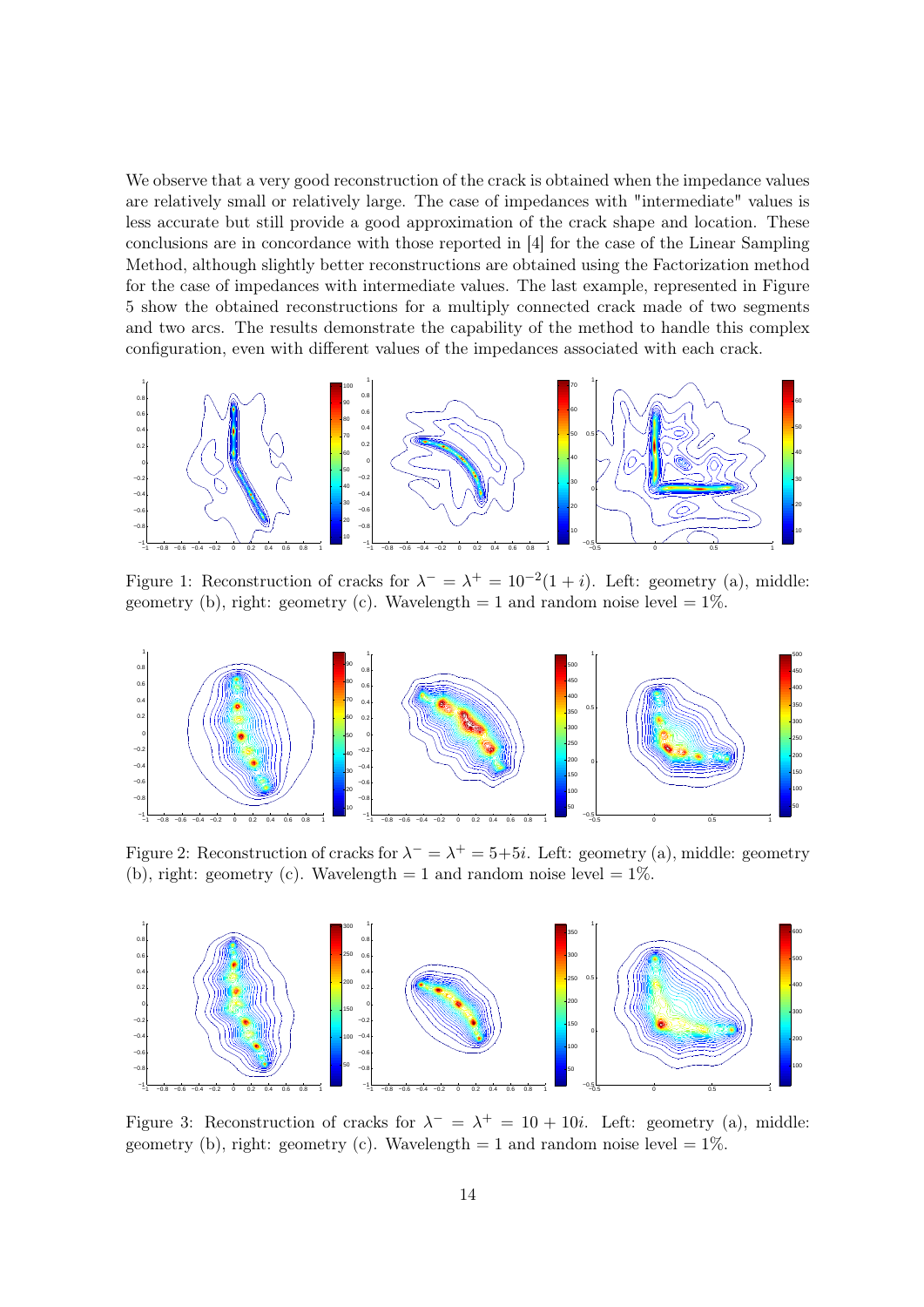We observe that a very good reconstruction of the crack is obtained when the impedance values are relatively small or relatively large. The case of impedances with "intermediate" values is less accurate but still provide a good approximation of the crack shape and location. These conclusions are in concordance with those reported in [4] for the case of the Linear Sampling Method, although slightly better reconstructions are obtained using the Factorization method for the case of impedances with intermediate values. The last example, represented in Figure 5 show the obtained reconstructions for a multiply connected crack made of two segments and two arcs. The results demonstrate the capability of the method to handle this complex configuration, even with different values of the impedances associated with each crack.

Figure 1: Reconstruction of cracks for $\lambda^- = \lambda^+ = 10^{-2}(1+i)$. Left: geometry (a), middle: geometry (b), right: geometry (c). Wavelength $= 1$ and random noise level $= 1\%$.

Figure 2: Reconstruction of cracks for $\lambda^- = \lambda^+ = 5+5i$. Left: geometry (a), middle: geometry (b), right: geometry (c). Wavelength $= 1$ and random noise level $= 1\%$.

Figure 3: Reconstruction of cracks for $\lambda^- = \lambda^+ = 10+10i$. Left: geometry (a), middle: geometry (b), right: geometry (c). Wavelength $= 1$ and random noise level $= 1\%$.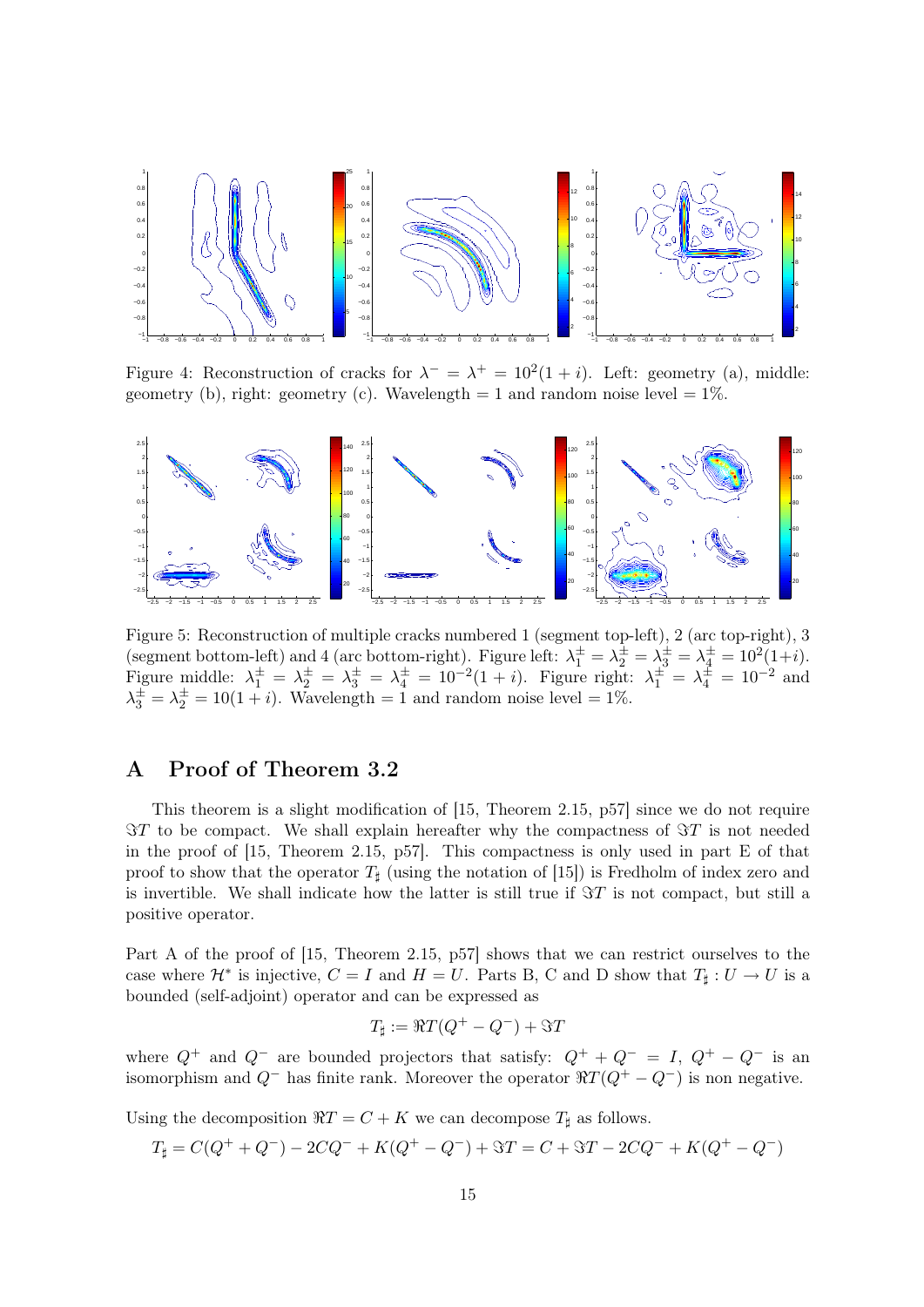Figure 4: Reconstruction of cracks for $\lambda^- = \lambda^+ = 10^2(1+i)$. Left: geometry (a), middle: geometry (b), right: geometry (c). Wavelength = 1 and random noise level = 1%.

Figure 5: Reconstruction of multiple cracks numbered 1 (segment top-left), 2 (arc top-right), 3 (segment bottom-left) and 4 (arc bottom-right). Figure left: $\lambda_1^\pm = \lambda_2^\pm = \lambda_3^\pm = \lambda_4^\pm = 10^2(1+i)$. Figure middle: $\lambda_1^\pm = \lambda_2^\pm = \lambda_3^\pm = \lambda_4^\pm = 10^{-2}(1+i)$. Figure right: $\lambda_1^\pm = \lambda_4^\pm = 10^{-2}$ and $\lambda_3^\pm = \lambda_2^\pm = 10(1+i)$. Wavelength = 1 and random noise level = 1%.

# A Proof of Theorem 3.2

This theorem is a slight modification of [15, Theorem 2.15, p57] since we do not require $\Im T$ to be compact. We shall explain hereafter why the compactness of $\Im T$ is not needed in the proof of [15, Theorem 2.15, p57]. This compactness is only used in part E of that proof to show that the operator $T_\sharp$ (using the notation of [15]) is Fredholm of index zero and is invertible. We shall indicate how the latter is still true if $\Im T$ is not compact, but still a positive operator.

Part A of the proof of [15, Theorem 2.15, p57] shows that we can restrict ourselves to the case where $\mathcal{H}^*$ is injective, $C = I$ and $H = U$. Parts B, C and D show that $T_\sharp : U \to U$ is a bounded (self-adjoint) operator and can be expressed as

$$T_\sharp := \Re T(Q^+ - Q^-) + \Im T$$

where $Q^+$ and $Q^-$ are bounded projectors that satisfy: $Q^+ + Q^- = I$, $Q^+ - Q^-$ is an isomorphism and $Q^-$ has finite rank. Moreover the operator $\Re T(Q^+ - Q^-)$ is non negative.

Using the decomposition $\Re T = C + K$ we can decompose $T_\sharp$ as follows.

$$T_\sharp = C(Q^+ + Q^-) - 2CQ^- + K(Q^+ - Q^-) + \Im T = C + \Im T - 2CQ^- + K(Q^+ - Q^-)$$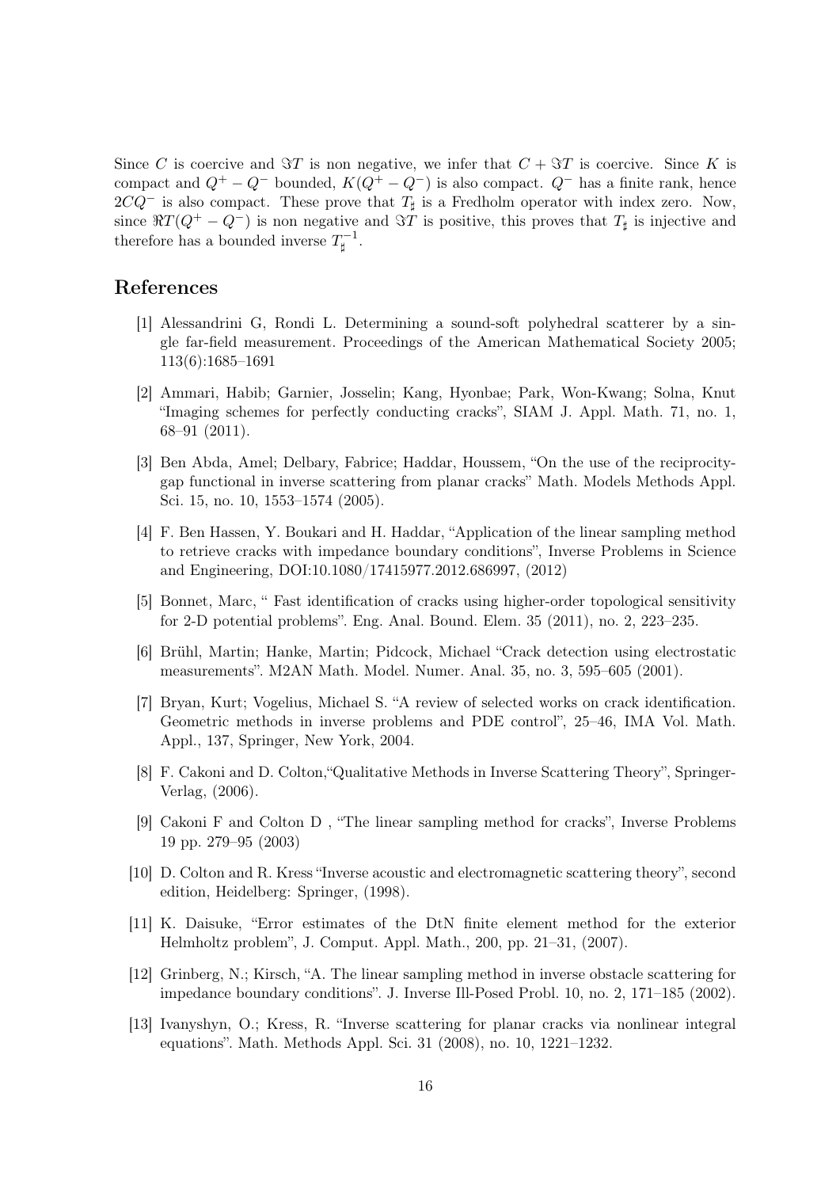Since $C$ is coercive and $\Im T$ is non negative, we infer that $C + \Im T$ is coercive. Since $K$ is compact and $Q^+ - Q^-$ bounded, $K(Q^+ - Q^-)$ is also compact. $Q^-$ has a finite rank, hence $2CQ^-$ is also compact. These prove that $T_\sharp$ is a Fredholm operator with index zero. Now, since $\Re T(Q^+ - Q^-)$ is non negative and $\Im T$ is positive, this proves that $T_\sharp$ is injective and therefore has a bounded inverse $T_\sharp^{-1}$.

## References

[1] Alessandrini G, Rondi L. Determining a sound-soft polyhedral scatterer by a single far-field measurement. Proceedings of the American Mathematical Society 2005; 113(6):1685–1691

[2] Ammari, Habib; Garnier, Josselin; Kang, Hyonbae; Park, Won-Kwang; Solna, Knut "Imaging schemes for perfectly conducting cracks", SIAM J. Appl. Math. 71, no. 1, 68–91 (2011).

[3] Ben Abda, Amel; Delbary, Fabrice; Haddar, Houssem, "On the use of the reciprocity-gap functional in inverse scattering from planar cracks" Math. Models Methods Appl. Sci. 15, no. 10, 1553–1574 (2005).

[4] F. Ben Hassen, Y. Boukari and H. Haddar, "Application of the linear sampling method to retrieve cracks with impedance boundary conditions", Inverse Problems in Science and Engineering, DOI:10.1080/17415977.2012.686997, (2012)

[5] Bonnet, Marc, " Fast identification of cracks using higher-order topological sensitivity for 2-D potential problems". Eng. Anal. Bound. Elem. 35 (2011), no. 2, 223–235.

[6] Brühl, Martin; Hanke, Martin; Pidcock, Michael "Crack detection using electrostatic measurements". M2AN Math. Model. Numer. Anal. 35, no. 3, 595–605 (2001).

[7] Bryan, Kurt; Vogelius, Michael S. "A review of selected works on crack identification. Geometric methods in inverse problems and PDE control", 25–46, IMA Vol. Math. Appl., 137, Springer, New York, 2004.

[8] F. Cakoni and D. Colton,"Qualitative Methods in Inverse Scattering Theory", Springer-Verlag, (2006).

[9] Cakoni F and Colton D , "The linear sampling method for cracks", Inverse Problems 19 pp. 279–95 (2003)

[10] D. Colton and R. Kress "Inverse acoustic and electromagnetic scattering theory", second edition, Heidelberg: Springer, (1998).

[11] K. Daisuke, "Error estimates of the DtN finite element method for the exterior Helmholtz problem", J. Comput. Appl. Math., 200, pp. 21–31, (2007).

[12] Grinberg, N.; Kirsch, "A. The linear sampling method in inverse obstacle scattering for impedance boundary conditions". J. Inverse Ill-Posed Probl. 10, no. 2, 171–185 (2002).

[13] Ivanyshyn, O.; Kress, R. "Inverse scattering for planar cracks via nonlinear integral equations". Math. Methods Appl. Sci. 31 (2008), no. 10, 1221–1232.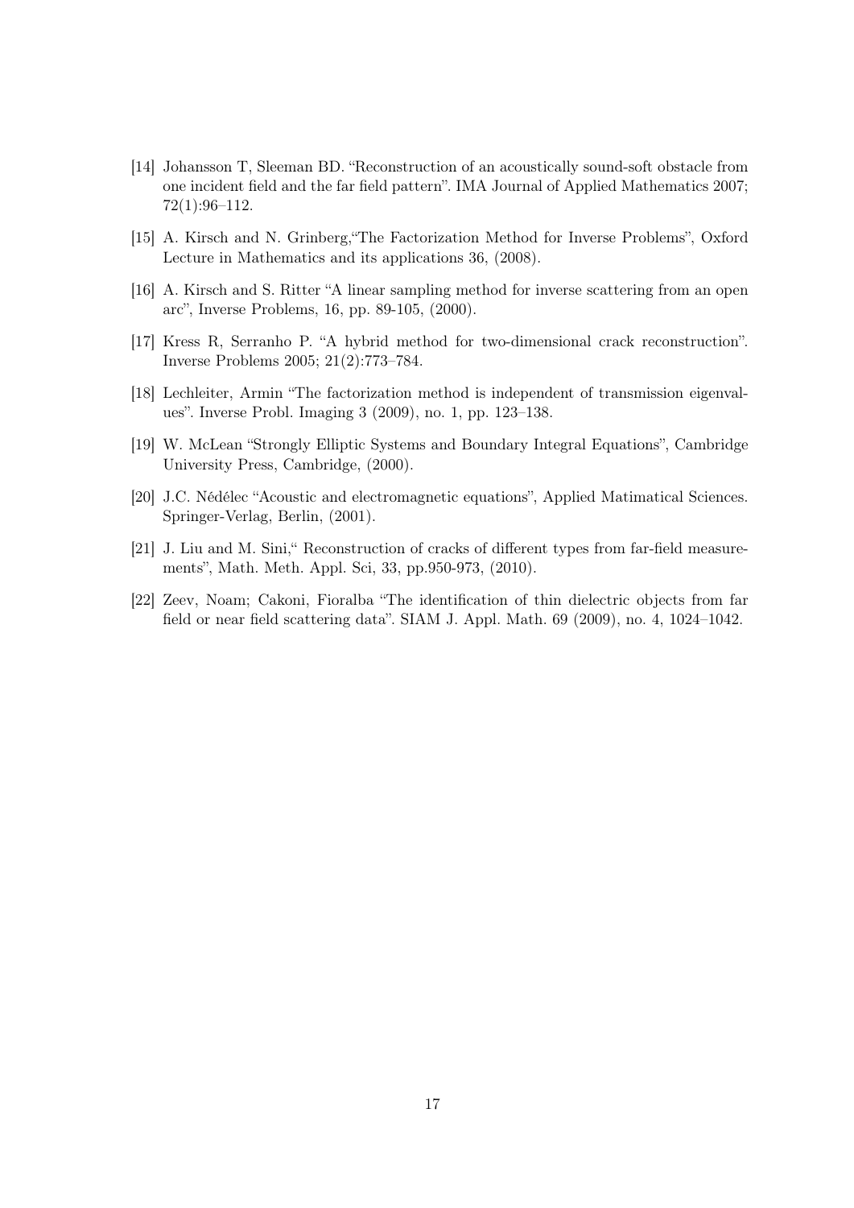[14] Johansson T, Sleeman BD. "Reconstruction of an acoustically sound-soft obstacle from one incident field and the far field pattern". IMA Journal of Applied Mathematics 2007; 72(1):96–112.

[15] A. Kirsch and N. Grinberg,"The Factorization Method for Inverse Problems", Oxford Lecture in Mathematics and its applications 36, (2008).

[16] A. Kirsch and S. Ritter "A linear sampling method for inverse scattering from an open arc", Inverse Problems, 16, pp. 89-105, (2000).

[17] Kress R, Serranho P. "A hybrid method for two-dimensional crack reconstruction". Inverse Problems 2005; 21(2):773–784.

[18] Lechleiter, Armin "The factorization method is independent of transmission eigenvalues". Inverse Probl. Imaging 3 (2009), no. 1, pp. 123–138.

[19] W. McLean "Strongly Elliptic Systems and Boundary Integral Equations", Cambridge University Press, Cambridge, (2000).

[20] J.C. Nédélec "Acoustic and electromagnetic equations", Applied Matimatical Sciences. Springer-Verlag, Berlin, (2001).

[21] J. Liu and M. Sini," Reconstruction of cracks of different types from far-field measurements", Math. Meth. Appl. Sci, 33, pp.950-973, (2010).

[22] Zeev, Noam; Cakoni, Fioralba "The identification of thin dielectric objects from far field or near field scattering data". SIAM J. Appl. Math. 69 (2009), no. 4, 1024–1042.